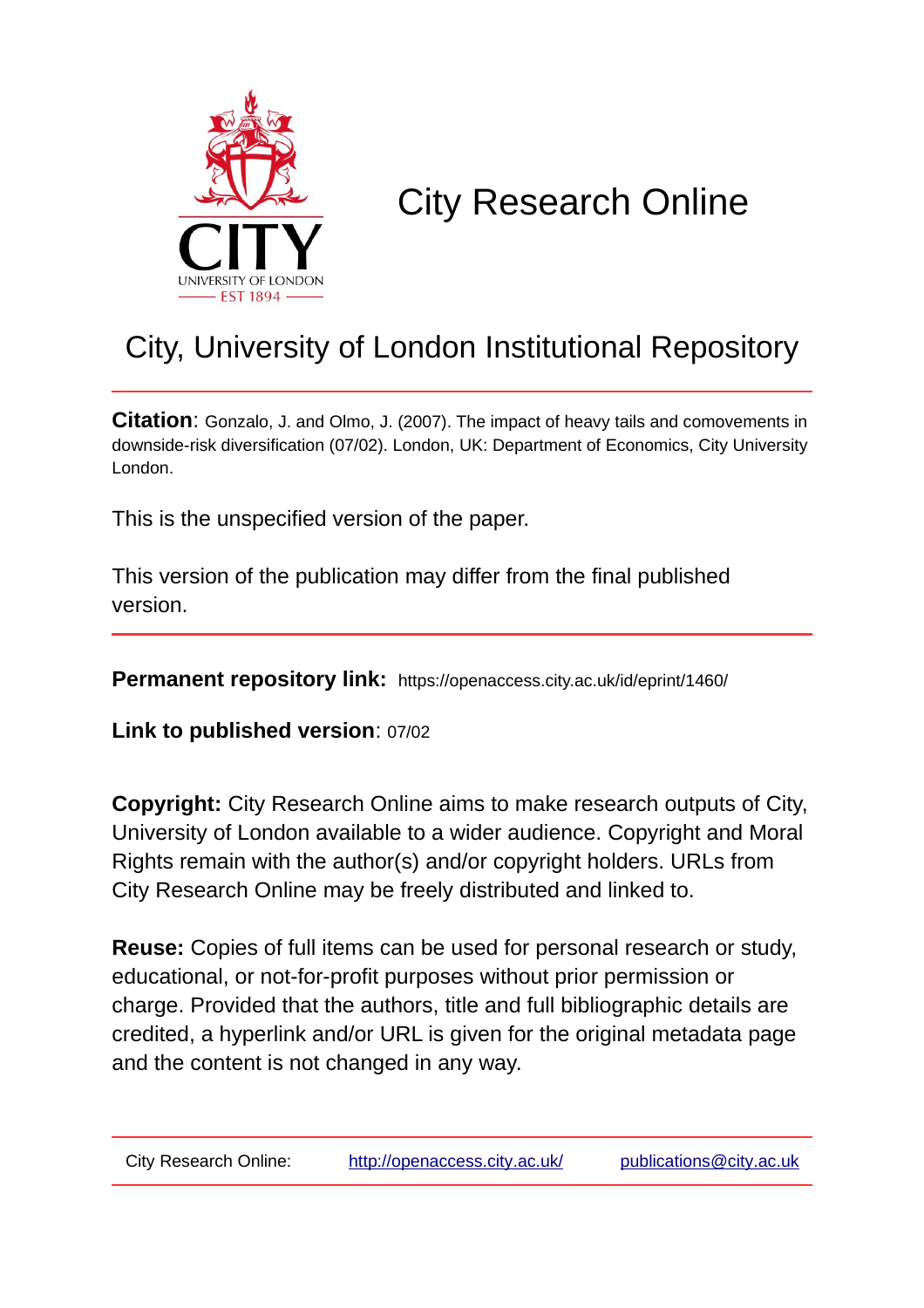# City Research Online

## City, University of London Institutional Repository

**Citation**: Gonzalo, J. and Olmo, J. (2007). The impact of heavy tails and comovements in downside-risk diversification (07/02). London, UK: Department of Economics, City University London.

This is the unspecified version of the paper.

This version of the publication may differ from the final published version.

**Permanent repository link:** https://openaccess.city.ac.uk/id/eprint/1460/

**Link to published version**: 07/02

**Copyright:** City Research Online aims to make research outputs of City, University of London available to a wider audience. Copyright and Moral Rights remain with the author(s) and/or copyright holders. URLs from City Research Online may be freely distributed and linked to.

**Reuse:** Copies of full items can be used for personal research or study, educational, or not-for-profit purposes without prior permission or charge. Provided that the authors, title and full bibliographic details are credited, a hyperlink and/or URL is given for the original metadata page and the content is not changed in any way.

City Research Online: http://openaccess.city.ac.uk/ publications@city.ac.uk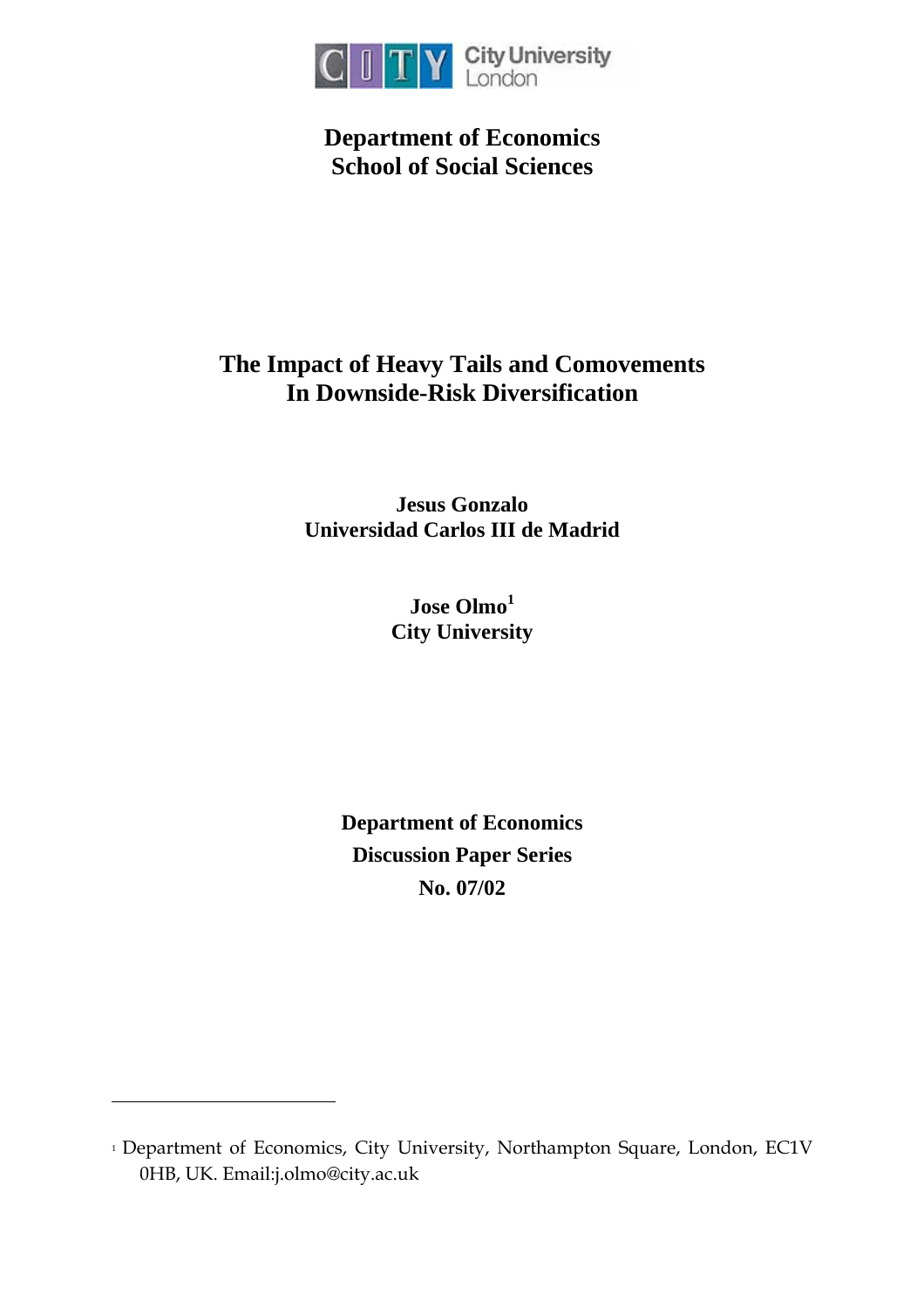# Department of Economics
# School of Social Sciences

# The Impact of Heavy Tails and Comovements In Downside-Risk Diversification

**Jesus Gonzalo**
**Universidad Carlos III de Madrid**

**Jose Olmo**[1]
**City University**

**Department of Economics**
**Discussion Paper Series**
**No. 07/02**

---

[1] Department of Economics, City University, Northampton Square, London, EC1V 0HB, UK. Email:j.olmo@city.ac.uk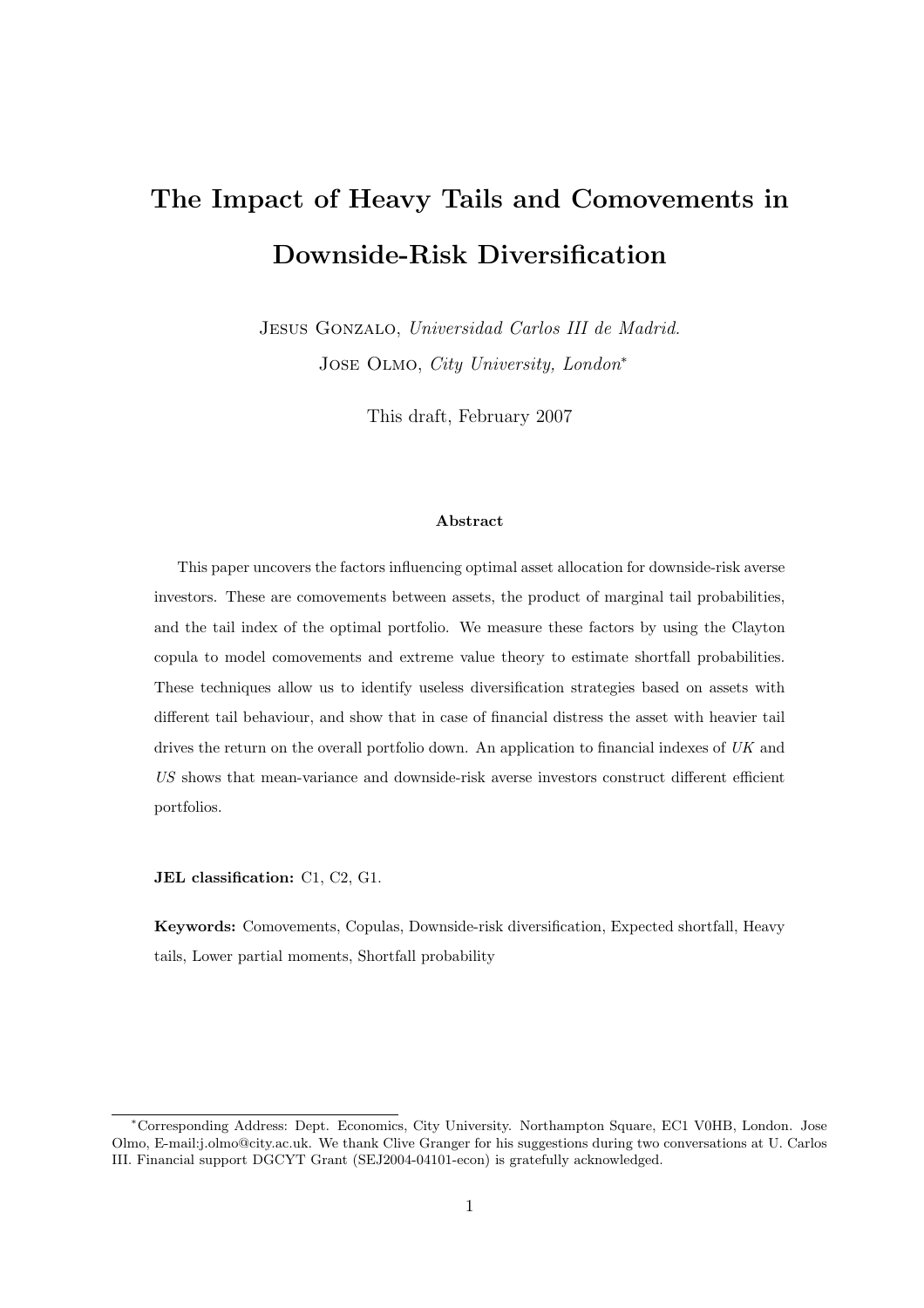# The Impact of Heavy Tails and Comovements in Downside-Risk Diversification

Jesus Gonzalo, *Universidad Carlos III de Madrid.*

Jose Olmo, *City University, London*[*]

This draft, February 2007

**Abstract**

This paper uncovers the factors influencing optimal asset allocation for downside-risk averse investors. These are comovements between assets, the product of marginal tail probabilities, and the tail index of the optimal portfolio. We measure these factors by using the Clayton copula to model comovements and extreme value theory to estimate shortfall probabilities. These techniques allow us to identify useless diversification strategies based on assets with different tail behaviour, and show that in case of financial distress the asset with heavier tail drives the return on the overall portfolio down. An application to financial indexes of *UK* and *US* shows that mean-variance and downside-risk averse investors construct different efficient portfolios.

**JEL classification:** C1, C2, G1.

**Keywords:** Comovements, Copulas, Downside-risk diversification, Expected shortfall, Heavy tails, Lower partial moments, Shortfall probability

[*]Corresponding Address: Dept. Economics, City University. Northampton Square, EC1 V0HB, London. Jose Olmo, E-mail:j.olmo@city.ac.uk. We thank Clive Granger for his suggestions during two conversations at U. Carlos III. Financial support DGCYT Grant (SEJ2004-04101-econ) is gratefully acknowledged.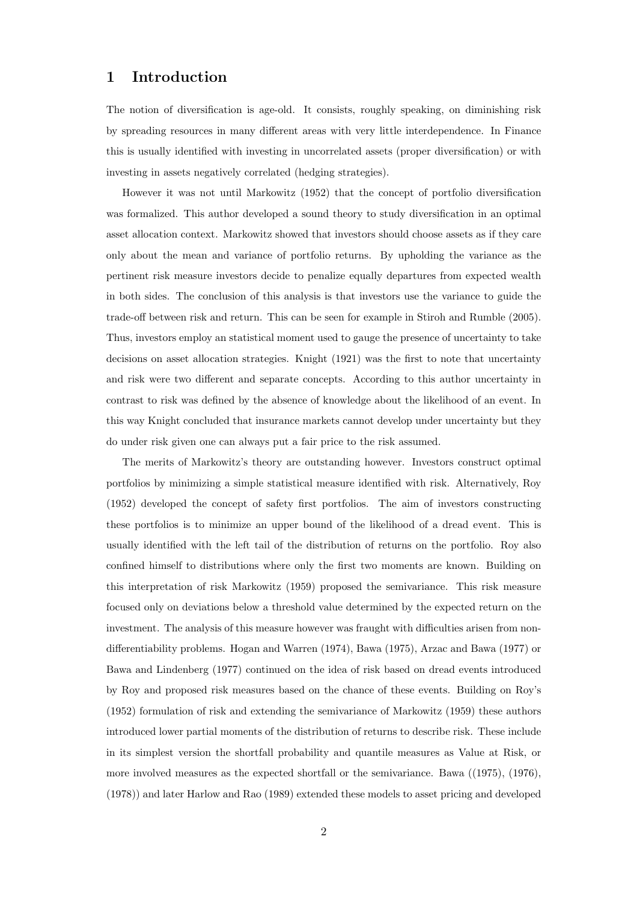# 1 Introduction

The notion of diversification is age-old. It consists, roughly speaking, on diminishing risk by spreading resources in many different areas with very little interdependence. In Finance this is usually identified with investing in uncorrelated assets (proper diversification) or with investing in assets negatively correlated (hedging strategies).

However it was not until Markowitz (1952) that the concept of portfolio diversification was formalized. This author developed a sound theory to study diversification in an optimal asset allocation context. Markowitz showed that investors should choose assets as if they care only about the mean and variance of portfolio returns. By upholding the variance as the pertinent risk measure investors decide to penalize equally departures from expected wealth in both sides. The conclusion of this analysis is that investors use the variance to guide the trade-off between risk and return. This can be seen for example in Stiroh and Rumble (2005). Thus, investors employ an statistical moment used to gauge the presence of uncertainty to take decisions on asset allocation strategies. Knight (1921) was the first to note that uncertainty and risk were two different and separate concepts. According to this author uncertainty in contrast to risk was defined by the absence of knowledge about the likelihood of an event. In this way Knight concluded that insurance markets cannot develop under uncertainty but they do under risk given one can always put a fair price to the risk assumed.

The merits of Markowitz's theory are outstanding however. Investors construct optimal portfolios by minimizing a simple statistical measure identified with risk. Alternatively, Roy (1952) developed the concept of safety first portfolios. The aim of investors constructing these portfolios is to minimize an upper bound of the likelihood of a dread event. This is usually identified with the left tail of the distribution of returns on the portfolio. Roy also confined himself to distributions where only the first two moments are known. Building on this interpretation of risk Markowitz (1959) proposed the semivariance. This risk measure focused only on deviations below a threshold value determined by the expected return on the investment. The analysis of this measure however was fraught with difficulties arisen from non-differentiability problems. Hogan and Warren (1974), Bawa (1975), Arzac and Bawa (1977) or Bawa and Lindenberg (1977) continued on the idea of risk based on dread events introduced by Roy and proposed risk measures based on the chance of these events. Building on Roy's (1952) formulation of risk and extending the semivariance of Markowitz (1959) these authors introduced lower partial moments of the distribution of returns to describe risk. These include in its simplest version the shortfall probability and quantile measures as Value at Risk, or more involved measures as the expected shortfall or the semivariance. Bawa ((1975), (1976), (1978)) and later Harlow and Rao (1989) extended these models to asset pricing and developed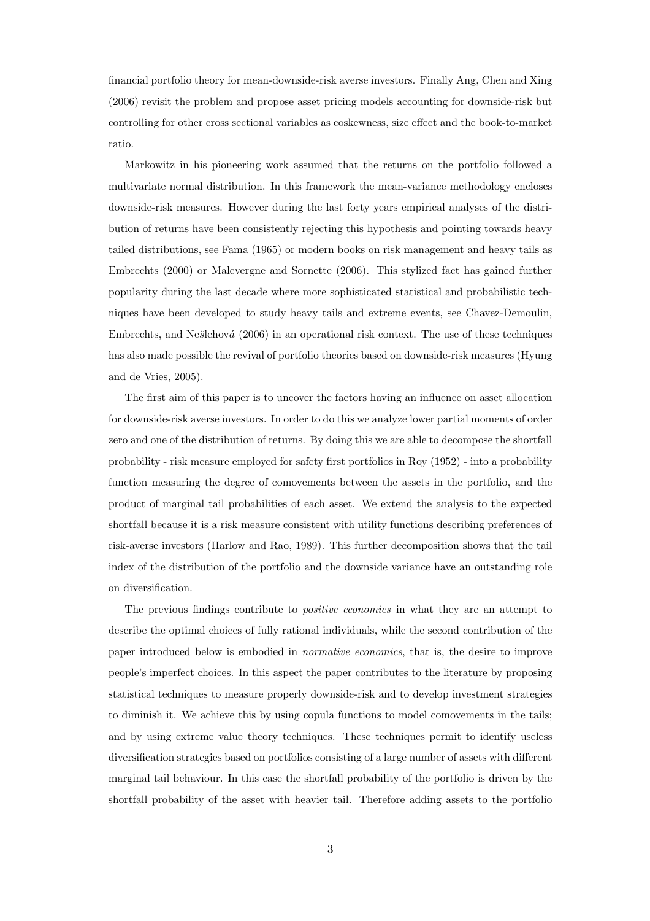financial portfolio theory for mean-downside-risk averse investors. Finally Ang, Chen and Xing (2006) revisit the problem and propose asset pricing models accounting for downside-risk but controlling for other cross sectional variables as coskewness, size effect and the book-to-market ratio.

Markowitz in his pioneering work assumed that the returns on the portfolio followed a multivariate normal distribution. In this framework the mean-variance methodology encloses downside-risk measures. However during the last forty years empirical analyses of the distribution of returns have been consistently rejecting this hypothesis and pointing towards heavy tailed distributions, see Fama (1965) or modern books on risk management and heavy tails as Embrechts (2000) or Malevergne and Sornette (2006). This stylized fact has gained further popularity during the last decade where more sophisticated statistical and probabilistic techniques have been developed to study heavy tails and extreme events, see Chavez-Demoulin, Embrechts, and Nešlehová (2006) in an operational risk context. The use of these techniques has also made possible the revival of portfolio theories based on downside-risk measures (Hyung and de Vries, 2005).

The first aim of this paper is to uncover the factors having an influence on asset allocation for downside-risk averse investors. In order to do this we analyze lower partial moments of order zero and one of the distribution of returns. By doing this we are able to decompose the shortfall probability - risk measure employed for safety first portfolios in Roy (1952) - into a probability function measuring the degree of comovements between the assets in the portfolio, and the product of marginal tail probabilities of each asset. We extend the analysis to the expected shortfall because it is a risk measure consistent with utility functions describing preferences of risk-averse investors (Harlow and Rao, 1989). This further decomposition shows that the tail index of the distribution of the portfolio and the downside variance have an outstanding role on diversification.

The previous findings contribute to *positive economics* in what they are an attempt to describe the optimal choices of fully rational individuals, while the second contribution of the paper introduced below is embodied in *normative economics*, that is, the desire to improve people's imperfect choices. In this aspect the paper contributes to the literature by proposing statistical techniques to measure properly downside-risk and to develop investment strategies to diminish it. We achieve this by using copula functions to model comovements in the tails; and by using extreme value theory techniques. These techniques permit to identify useless diversification strategies based on portfolios consisting of a large number of assets with different marginal tail behaviour. In this case the shortfall probability of the portfolio is driven by the shortfall probability of the asset with heavier tail. Therefore adding assets to the portfolio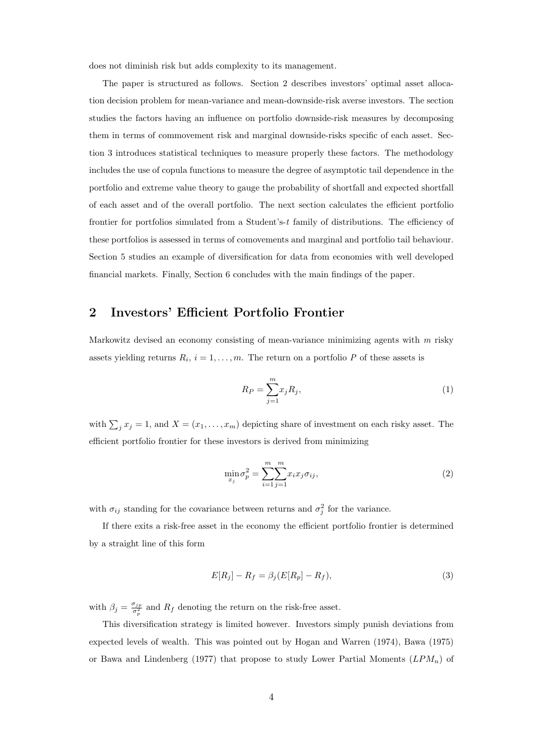does not diminish risk but adds complexity to its management.

The paper is structured as follows. Section 2 describes investors' optimal asset allocation decision problem for mean-variance and mean-downside-risk averse investors. The section studies the factors having an influence on portfolio downside-risk measures by decomposing them in terms of commovement risk and marginal downside-risks specific of each asset. Section 3 introduces statistical techniques to measure properly these factors. The methodology includes the use of copula functions to measure the degree of asymptotic tail dependence in the portfolio and extreme value theory to gauge the probability of shortfall and expected shortfall of each asset and of the overall portfolio. The next section calculates the efficient portfolio frontier for portfolios simulated from a Student's-$t$ family of distributions. The efficiency of these portfolios is assessed in terms of comovements and marginal and portfolio tail behaviour. Section 5 studies an example of diversification for data from economies with well developed financial markets. Finally, Section 6 concludes with the main findings of the paper.

## 2 Investors' Efficient Portfolio Frontier

Markowitz devised an economy consisting of mean-variance minimizing agents with $m$ risky assets yielding returns $R_i$, $i = 1, \ldots, m$. The return on a portfolio $P$ of these assets is

$$R_P = \sum_{j=1}^{m} x_j R_j, \tag{1}$$

with $\sum_j x_j = 1$, and $X = (x_1, \ldots, x_m)$ depicting share of investment on each risky asset. The efficient portfolio frontier for these investors is derived from minimizing

$$\min_{x_j} \sigma_p^2 = \sum_{i=1}^{m} \sum_{j=1}^{m} x_i x_j \sigma_{ij}, \tag{2}$$

with $\sigma_{ij}$ standing for the covariance between returns and $\sigma_j^2$ for the variance.

If there exits a risk-free asset in the economy the efficient portfolio frontier is determined by a straight line of this form

$$E[R_j] - R_f = \beta_j (E[R_p] - R_f), \tag{3}$$

with $\beta_j = \frac{\sigma_{jp}}{\sigma_p^2}$ and $R_f$ denoting the return on the risk-free asset.

This diversification strategy is limited however. Investors simply punish deviations from expected levels of wealth. This was pointed out by Hogan and Warren (1974), Bawa (1975) or Bawa and Lindenberg (1977) that propose to study Lower Partial Moments ($LPM_n$) of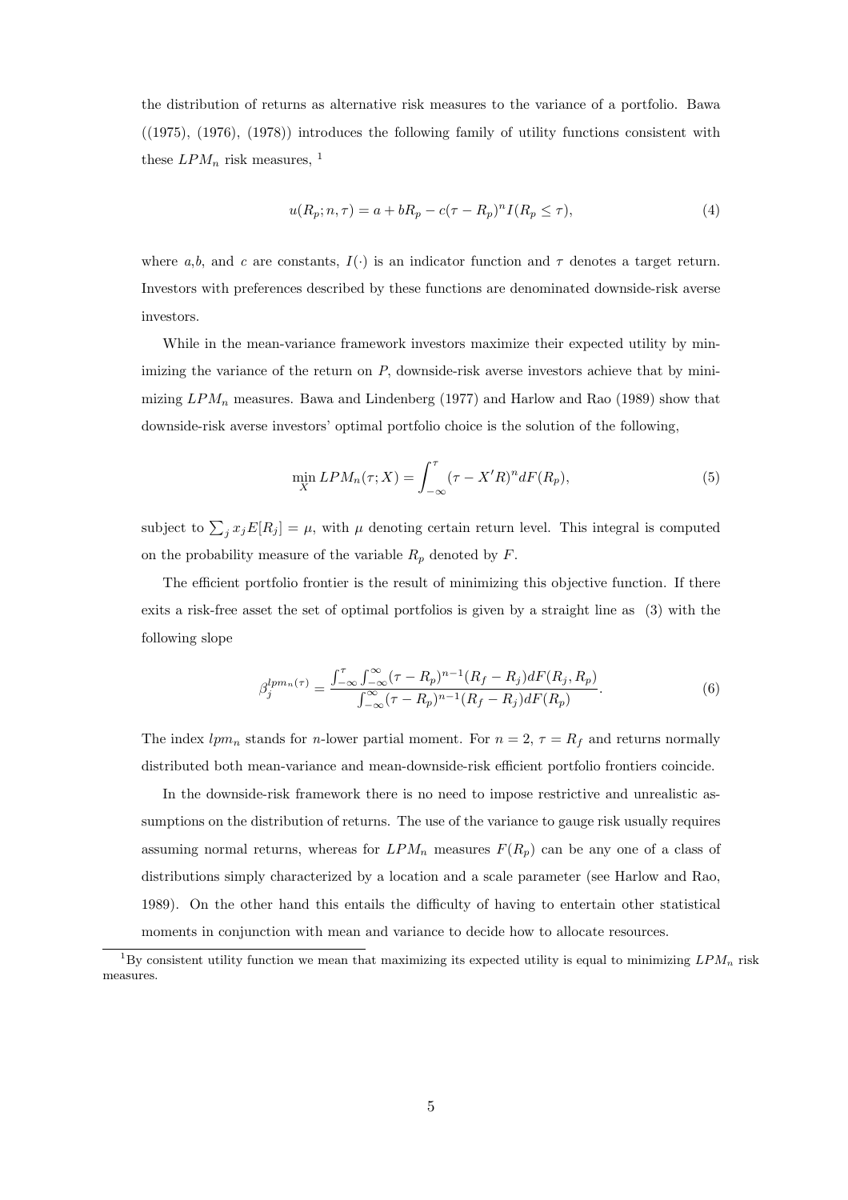the distribution of returns as alternative risk measures to the variance of a portfolio. Bawa ((1975), (1976), (1978)) introduces the following family of utility functions consistent with these $LPM_n$ risk measures, [1]

$$
u(R_p; n, \tau) = a + bR_p - c(\tau - R_p)^n I(R_p \leq \tau), \tag{4}
$$

where $a$,$b$, and $c$ are constants, $I(\cdot)$ is an indicator function and $\tau$ denotes a target return. Investors with preferences described by these functions are denominated downside-risk averse investors.

While in the mean-variance framework investors maximize their expected utility by minimizing the variance of the return on $P$, downside-risk averse investors achieve that by minimizing $LPM_n$ measures. Bawa and Lindenberg (1977) and Harlow and Rao (1989) show that downside-risk averse investors' optimal portfolio choice is the solution of the following,

$$
\min_X LPM_n(\tau; X) = \int_{-\infty}^{\tau} (\tau - X'R)^n dF(R_p), \tag{5}
$$

subject to $\sum_j x_j E[R_j] = \mu$, with $\mu$ denoting certain return level. This integral is computed on the probability measure of the variable $R_p$ denoted by $F$.

The efficient portfolio frontier is the result of minimizing this objective function. If there exits a risk-free asset the set of optimal portfolios is given by a straight line as (3) with the following slope

$$
\beta_j^{lpm_n(\tau)} = \frac{\int_{-\infty}^{\tau} \int_{-\infty}^{\infty} (\tau - R_p)^{n-1} (R_f - R_j) dF(R_j, R_p)}{\int_{-\infty}^{\infty} (\tau - R_p)^{n-1} (R_f - R_j) dF(R_p)}. \tag{6}
$$

The index $lpm_n$ stands for $n$-lower partial moment. For $n = 2$, $\tau = R_f$ and returns normally distributed both mean-variance and mean-downside-risk efficient portfolio frontiers coincide.

In the downside-risk framework there is no need to impose restrictive and unrealistic assumptions on the distribution of returns. The use of the variance to gauge risk usually requires assuming normal returns, whereas for $LPM_n$ measures $F(R_p)$ can be any one of a class of distributions simply characterized by a location and a scale parameter (see Harlow and Rao, 1989). On the other hand this entails the difficulty of having to entertain other statistical moments in conjunction with mean and variance to decide how to allocate resources.

[1] By consistent utility function we mean that maximizing its expected utility is equal to minimizing $LPM_n$ risk measures.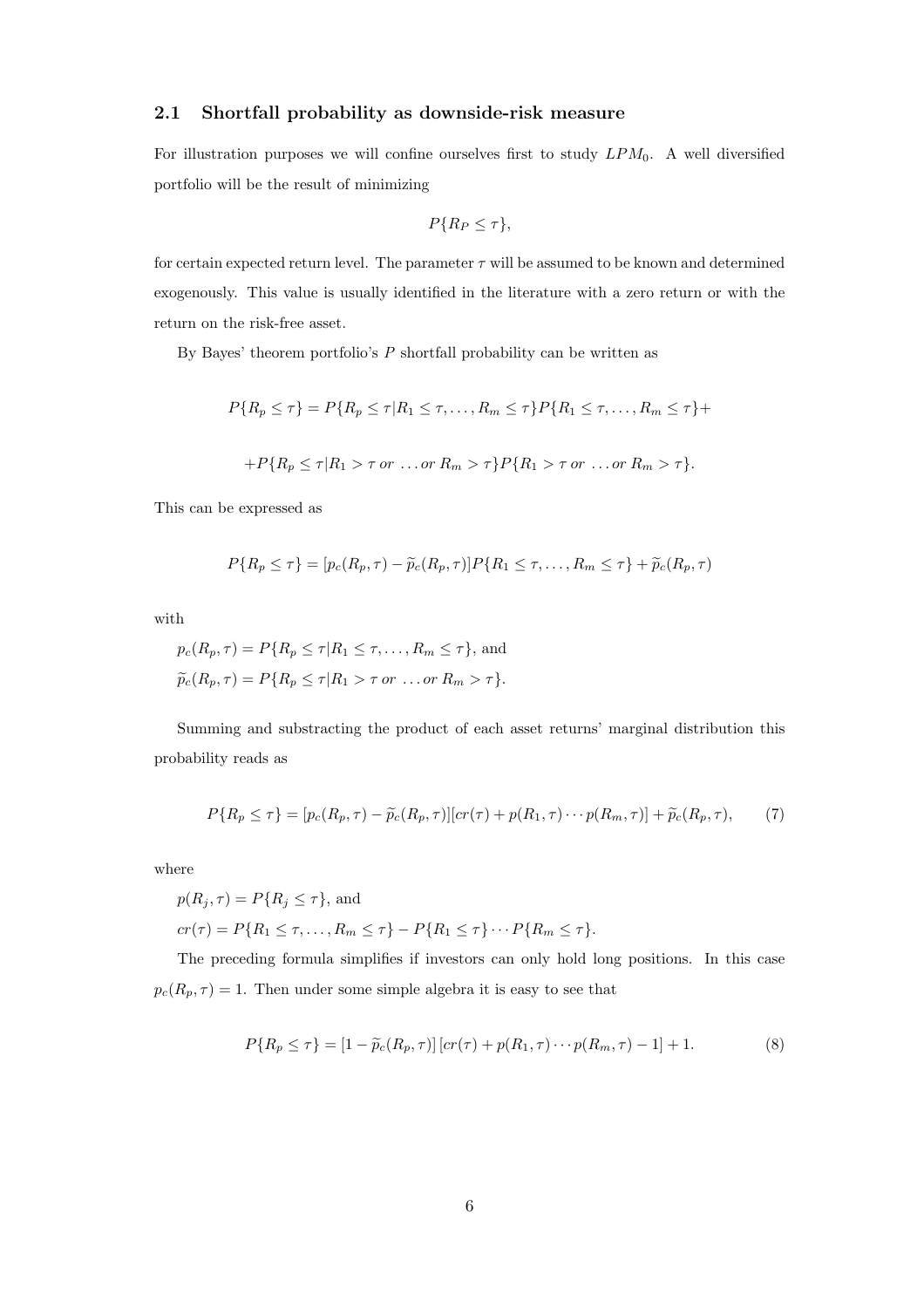### 2.1 Shortfall probability as downside-risk measure

For illustration purposes we will confine ourselves first to study $LPM_0$. A well diversified portfolio will be the result of minimizing

$$P\{R_P \leq \tau\},$$

for certain expected return level. The parameter $\tau$ will be assumed to be known and determined exogenously. This value is usually identified in the literature with a zero return or with the return on the risk-free asset.

By Bayes' theorem portfolio's $P$ shortfall probability can be written as

$$P\{R_p \leq \tau\} = P\{R_p \leq \tau | R_1 \leq \tau, \ldots, R_m \leq \tau\} P\{R_1 \leq \tau, \ldots, R_m \leq \tau\} +$$

$$+ P\{R_p \leq \tau | R_1 > \tau \text{ } or \text{ } \ldots or \text{ } R_m > \tau\} P\{R_1 > \tau \text{ } or \text{ } \ldots or \text{ } R_m > \tau\}.$$

This can be expressed as

$$P\{R_p \leq \tau\} = [p_c(R_p, \tau) - \widetilde{p}_c(R_p, \tau)] P\{R_1 \leq \tau, \ldots, R_m \leq \tau\} + \widetilde{p}_c(R_p, \tau)$$

with

$p_c(R_p, \tau) = P\{R_p \leq \tau | R_1 \leq \tau, \ldots, R_m \leq \tau\}$, and

$\widetilde{p}_c(R_p, \tau) = P\{R_p \leq \tau | R_1 > \tau \text{ } or \text{ } \ldots or \text{ } R_m > \tau\}$.

Summing and substracting the product of each asset returns' marginal distribution this probability reads as

$$P\{R_p \leq \tau\} = [p_c(R_p, \tau) - \widetilde{p}_c(R_p, \tau)][cr(\tau) + p(R_1, \tau) \cdots p(R_m, \tau)] + \widetilde{p}_c(R_p, \tau), \qquad (7)$$

where

$p(R_j, \tau) = P\{R_j \leq \tau\}$, and

$cr(\tau) = P\{R_1 \leq \tau, \ldots, R_m \leq \tau\} - P\{R_1 \leq \tau\} \cdots P\{R_m \leq \tau\}$.

The preceding formula simplifies if investors can only hold long positions. In this case $p_c(R_p, \tau) = 1$. Then under some simple algebra it is easy to see that

$$P\{R_p \leq \tau\} = [1 - \widetilde{p}_c(R_p, \tau)] [cr(\tau) + p(R_1, \tau) \cdots p(R_m, \tau) - 1] + 1. \qquad (8)$$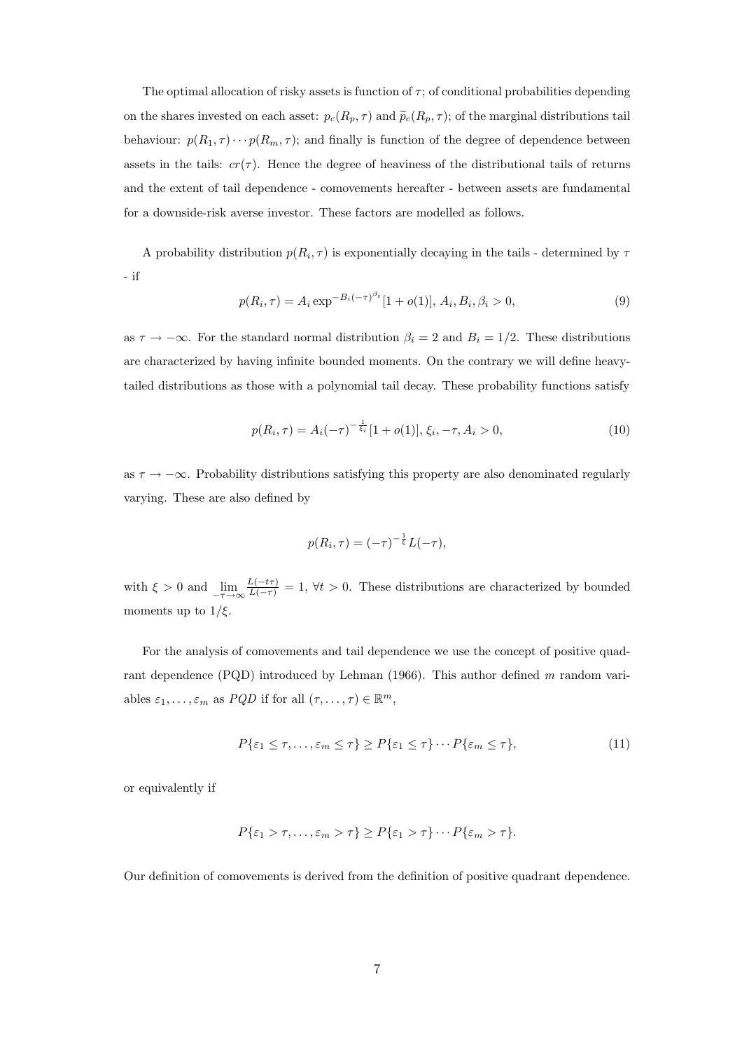The optimal allocation of risky assets is function of $\tau$; of conditional probabilities depending on the shares invested on each asset: $p_c(R_p, \tau)$ and $\widetilde{p}_c(R_p, \tau)$; of the marginal distributions tail behaviour: $p(R_1, \tau) \cdots p(R_m, \tau)$; and finally is function of the degree of dependence between assets in the tails: $cr(\tau)$. Hence the degree of heaviness of the distributional tails of returns and the extent of tail dependence - comovements hereafter - between assets are fundamental for a downside-risk averse investor. These factors are modelled as follows.

A probability distribution $p(R_i, \tau)$ is exponentially decaying in the tails - determined by $\tau$ - if

$$p(R_i, \tau) = A_i \exp^{-B_i(-\tau)^{\beta_i}}[1 + o(1)], \; A_i, B_i, \beta_i > 0, \tag{9}$$

as $\tau \to -\infty$. For the standard normal distribution $\beta_i = 2$ and $B_i = 1/2$. These distributions are characterized by having infinite bounded moments. On the contrary we will define heavy-tailed distributions as those with a polynomial tail decay. These probability functions satisfy

$$p(R_i, \tau) = A_i(-\tau)^{-\frac{1}{\xi_i}}[1 + o(1)], \; \xi_i, -\tau, A_i > 0, \tag{10}$$

as $\tau \to -\infty$. Probability distributions satisfying this property are also denominated regularly varying. These are also defined by

$$p(R_i, \tau) = (-\tau)^{-\frac{1}{\xi}} L(-\tau),$$

with $\xi > 0$ and $\lim\limits_{-\tau \to \infty} \frac{L(-t\tau)}{L(-\tau)} = 1, \; \forall t > 0$. These distributions are characterized by bounded moments up to $1/\xi$.

For the analysis of comovements and tail dependence we use the concept of positive quadrant dependence (PQD) introduced by Lehman (1966). This author defined $m$ random variables $\varepsilon_1, \ldots, \varepsilon_m$ as $PQD$ if for all $(\tau, \ldots, \tau) \in \mathbb{R}^m$,

$$P\{\varepsilon_1 \leq \tau, \ldots, \varepsilon_m \leq \tau\} \geq P\{\varepsilon_1 \leq \tau\} \cdots P\{\varepsilon_m \leq \tau\}, \tag{11}$$

or equivalently if

$$P\{\varepsilon_1 > \tau, \ldots, \varepsilon_m > \tau\} \geq P\{\varepsilon_1 > \tau\} \cdots P\{\varepsilon_m > \tau\}.$$

Our definition of comovements is derived from the definition of positive quadrant dependence.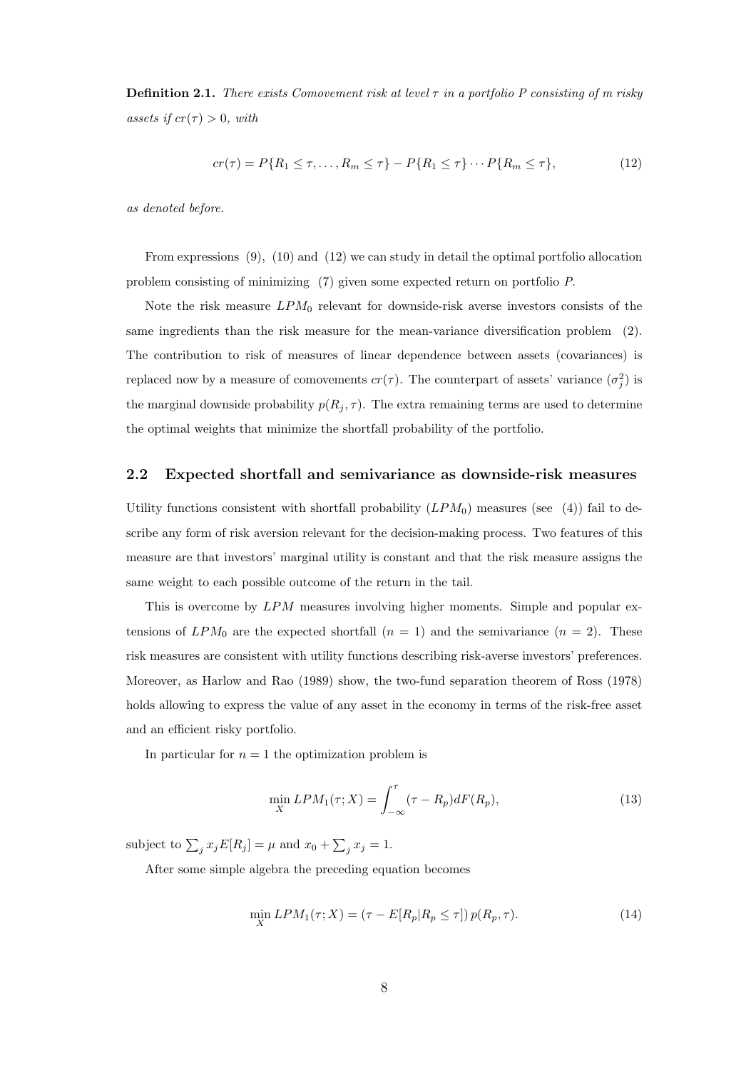**Definition 2.1.** *There exists Comovement risk at level $\tau$ in a portfolio $P$ consisting of $m$ risky assets if $cr(\tau) > 0$, with*

$$cr(\tau) = P\{R_1 \leq \tau, \ldots, R_m \leq \tau\} - P\{R_1 \leq \tau\} \cdots P\{R_m \leq \tau\}, \tag{12}$$

*as denoted before.*

From expressions (9), (10) and (12) we can study in detail the optimal portfolio allocation problem consisting of minimizing (7) given some expected return on portfolio $P$.

Note the risk measure $LPM_0$ relevant for downside-risk averse investors consists of the same ingredients than the risk measure for the mean-variance diversification problem (2). The contribution to risk of measures of linear dependence between assets (covariances) is replaced now by a measure of comovements $cr(\tau)$. The counterpart of assets' variance ($\sigma_j^2$) is the marginal downside probability $p(R_j, \tau)$. The extra remaining terms are used to determine the optimal weights that minimize the shortfall probability of the portfolio.

## 2.2 Expected shortfall and semivariance as downside-risk measures

Utility functions consistent with shortfall probability ($LPM_0$) measures (see (4)) fail to describe any form of risk aversion relevant for the decision-making process. Two features of this measure are that investors' marginal utility is constant and that the risk measure assigns the same weight to each possible outcome of the return in the tail.

This is overcome by $LPM$ measures involving higher moments. Simple and popular extensions of $LPM_0$ are the expected shortfall ($n = 1$) and the semivariance ($n = 2$). These risk measures are consistent with utility functions describing risk-averse investors' preferences. Moreover, as Harlow and Rao (1989) show, the two-fund separation theorem of Ross (1978) holds allowing to express the value of any asset in the economy in terms of the risk-free asset and an efficient risky portfolio.

In particular for $n = 1$ the optimization problem is

$$\min_X LPM_1(\tau; X) = \int_{-\infty}^{\tau} (\tau - R_p) dF(R_p), \tag{13}$$

subject to $\sum_j x_j E[R_j] = \mu$ and $x_0 + \sum_j x_j = 1$.

After some simple algebra the preceding equation becomes

$$\min_X LPM_1(\tau; X) = (\tau - E[R_p | R_p \leq \tau]) \, p(R_p, \tau). \tag{14}$$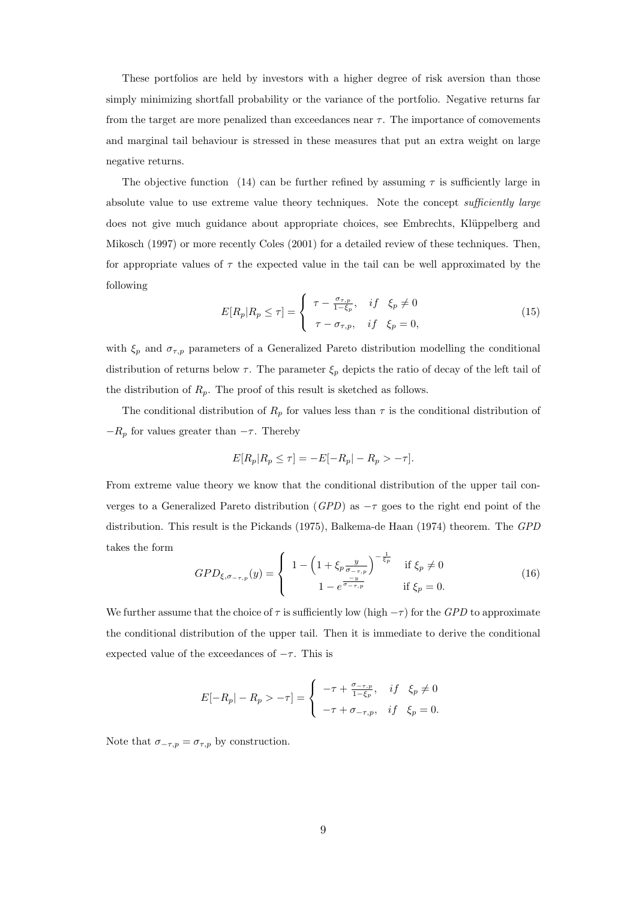These portfolios are held by investors with a higher degree of risk aversion than those simply minimizing shortfall probability or the variance of the portfolio. Negative returns far from the target are more penalized than exceedances near $\tau$. The importance of comovements and marginal tail behaviour is stressed in these measures that put an extra weight on large negative returns.

The objective function (14) can be further refined by assuming $\tau$ is sufficiently large in absolute value to use extreme value theory techniques. Note the concept *sufficiently large* does not give much guidance about appropriate choices, see Embrechts, Klüppelberg and Mikosch (1997) or more recently Coles (2001) for a detailed review of these techniques. Then, for appropriate values of $\tau$ the expected value in the tail can be well approximated by the following

$$E[R_p | R_p \leq \tau] = \begin{cases} \tau - \frac{\sigma_{\tau,p}}{1-\xi_p}, & if \quad \xi_p \neq 0 \\ \tau - \sigma_{\tau,p}, & if \quad \xi_p = 0, \end{cases} \tag{15}$$

with $\xi_p$ and $\sigma_{\tau,p}$ parameters of a Generalized Pareto distribution modelling the conditional distribution of returns below $\tau$. The parameter $\xi_p$ depicts the ratio of decay of the left tail of the distribution of $R_p$. The proof of this result is sketched as follows.

The conditional distribution of $R_p$ for values less than $\tau$ is the conditional distribution of $-R_p$ for values greater than $-\tau$. Thereby

$$E[R_p | R_p \leq \tau] = -E[-R_p | -R_p > -\tau].$$

From extreme value theory we know that the conditional distribution of the upper tail converges to a Generalized Pareto distribution (*GPD*) as $-\tau$ goes to the right end point of the distribution. This result is the Pickands (1975), Balkema-de Haan (1974) theorem. The *GPD* takes the form

$$GPD_{\xi,\sigma_{-\tau,p}}(y) = \begin{cases} 1 - \left(1 + \xi_p \frac{y}{\sigma_{-\tau,p}}\right)^{-\frac{1}{\xi_p}} & \text{if } \xi_p \neq 0 \\ 1 - e^{\frac{-y}{\sigma_{-\tau,p}}} & \text{if } \xi_p = 0. \end{cases} \tag{16}$$

We further assume that the choice of $\tau$ is sufficiently low (high $-\tau$) for the *GPD* to approximate the conditional distribution of the upper tail. Then it is immediate to derive the conditional expected value of the exceedances of $-\tau$. This is

$$E[-R_p | -R_p > -\tau] = \begin{cases} -\tau + \frac{\sigma_{-\tau,p}}{1-\xi_p}, & if \quad \xi_p \neq 0 \\ -\tau + \sigma_{-\tau,p}, & if \quad \xi_p = 0. \end{cases}$$

Note that $\sigma_{-\tau,p} = \sigma_{\tau,p}$ by construction.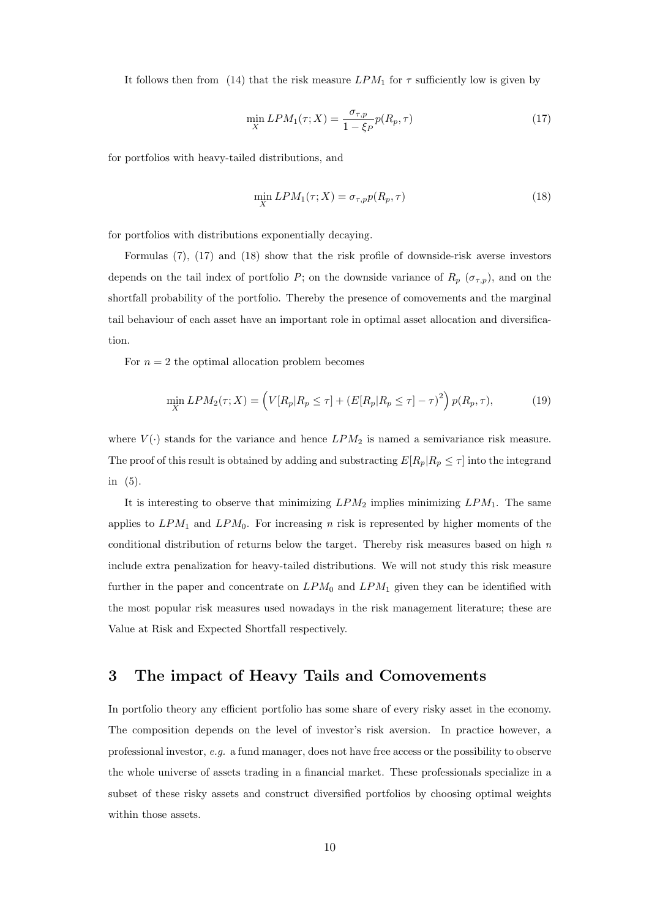It follows then from (14) that the risk measure $LPM_1$ for $\tau$ sufficiently low is given by

$$\min_X LPM_1(\tau; X) = \frac{\sigma_{\tau,p}}{1-\xi_P} p(R_p, \tau) \tag{17}$$

for portfolios with heavy-tailed distributions, and

$$\min_X LPM_1(\tau; X) = \sigma_{\tau,p} p(R_p, \tau) \tag{18}$$

for portfolios with distributions exponentially decaying.

Formulas (7), (17) and (18) show that the risk profile of downside-risk averse investors depends on the tail index of portfolio $P$; on the downside variance of $R_p$ ($\sigma_{\tau,p}$), and on the shortfall probability of the portfolio. Thereby the presence of comovements and the marginal tail behaviour of each asset have an important role in optimal asset allocation and diversification.

For $n = 2$ the optimal allocation problem becomes

$$\min_X LPM_2(\tau; X) = \left( V[R_p | R_p \leq \tau] + (E[R_p | R_p \leq \tau] - \tau)^2 \right) p(R_p, \tau), \tag{19}$$

where $V(\cdot)$ stands for the variance and hence $LPM_2$ is named a semivariance risk measure. The proof of this result is obtained by adding and substracting $E[R_p | R_p \leq \tau]$ into the integrand in (5).

It is interesting to observe that minimizing $LPM_2$ implies minimizing $LPM_1$. The same applies to $LPM_1$ and $LPM_0$. For increasing $n$ risk is represented by higher moments of the conditional distribution of returns below the target. Thereby risk measures based on high $n$ include extra penalization for heavy-tailed distributions. We will not study this risk measure further in the paper and concentrate on $LPM_0$ and $LPM_1$ given they can be identified with the most popular risk measures used nowadays in the risk management literature; these are Value at Risk and Expected Shortfall respectively.

## 3 The impact of Heavy Tails and Comovements

In portfolio theory any efficient portfolio has some share of every risky asset in the economy. The composition depends on the level of investor's risk aversion. In practice however, a professional investor, *e.g.* a fund manager, does not have free access or the possibility to observe the whole universe of assets trading in a financial market. These professionals specialize in a subset of these risky assets and construct diversified portfolios by choosing optimal weights within those assets.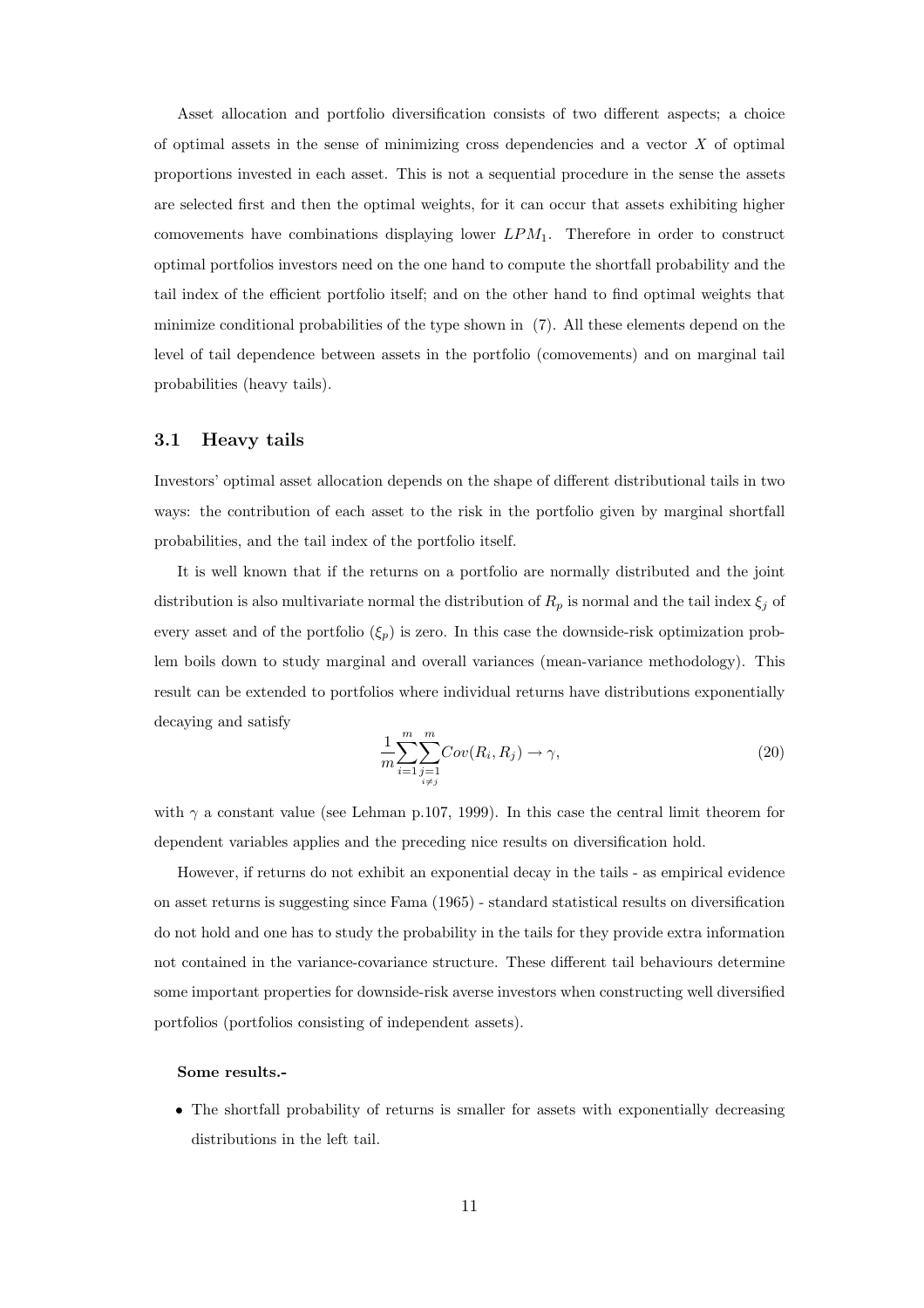Asset allocation and portfolio diversification consists of two different aspects; a choice of optimal assets in the sense of minimizing cross dependencies and a vector $X$ of optimal proportions invested in each asset. This is not a sequential procedure in the sense the assets are selected first and then the optimal weights, for it can occur that assets exhibiting higher comovements have combinations displaying lower $LPM_1$. Therefore in order to construct optimal portfolios investors need on the one hand to compute the shortfall probability and the tail index of the efficient portfolio itself; and on the other hand to find optimal weights that minimize conditional probabilities of the type shown in (7). All these elements depend on the level of tail dependence between assets in the portfolio (comovements) and on marginal tail probabilities (heavy tails).

## 3.1 Heavy tails

Investors' optimal asset allocation depends on the shape of different distributional tails in two ways: the contribution of each asset to the risk in the portfolio given by marginal shortfall probabilities, and the tail index of the portfolio itself.

It is well known that if the returns on a portfolio are normally distributed and the joint distribution is also multivariate normal the distribution of $R_p$ is normal and the tail index $\xi_j$ of every asset and of the portfolio ($\xi_p$) is zero. In this case the downside-risk optimization problem boils down to study marginal and overall variances (mean-variance methodology). This result can be extended to portfolios where individual returns have distributions exponentially decaying and satisfy

$$\frac{1}{m}\sum_{i=1}^{m}\sum_{\substack{j=1 \\ i\neq j}}^{m} Cov(R_i, R_j) \rightarrow \gamma, \tag{20}$$

with $\gamma$ a constant value (see Lehman p.107, 1999). In this case the central limit theorem for dependent variables applies and the preceding nice results on diversification hold.

However, if returns do not exhibit an exponential decay in the tails - as empirical evidence on asset returns is suggesting since Fama (1965) - standard statistical results on diversification do not hold and one has to study the probability in the tails for they provide extra information not contained in the variance-covariance structure. These different tail behaviours determine some important properties for downside-risk averse investors when constructing well diversified portfolios (portfolios consisting of independent assets).

**Some results.-**

- The shortfall probability of returns is smaller for assets with exponentially decreasing distributions in the left tail.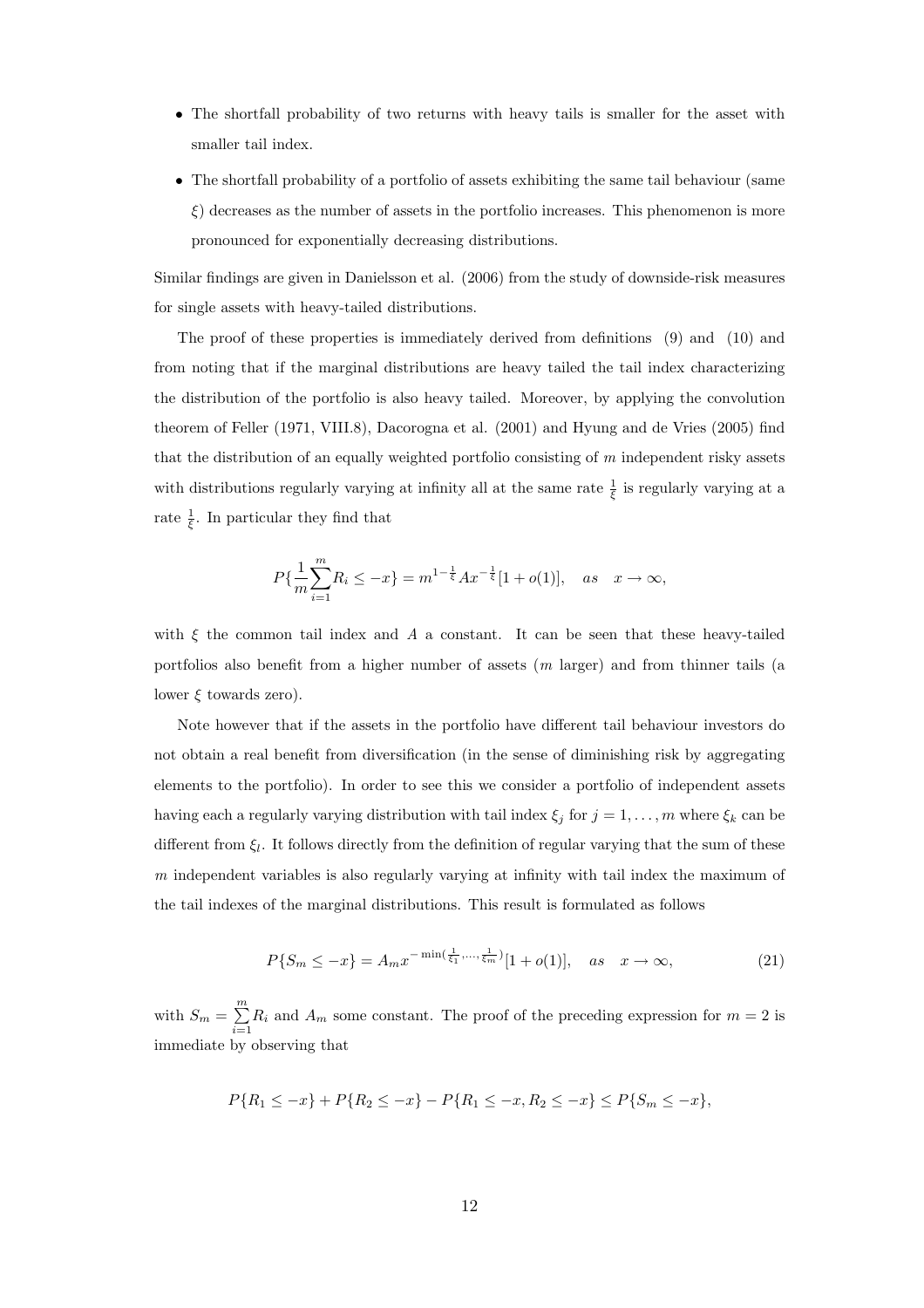- The shortfall probability of two returns with heavy tails is smaller for the asset with smaller tail index.
- The shortfall probability of a portfolio of assets exhibiting the same tail behaviour (same $\xi$) decreases as the number of assets in the portfolio increases. This phenomenon is more pronounced for exponentially decreasing distributions.

Similar findings are given in Danielsson et al. (2006) from the study of downside-risk measures for single assets with heavy-tailed distributions.

The proof of these properties is immediately derived from definitions (9) and (10) and from noting that if the marginal distributions are heavy tailed the tail index characterizing the distribution of the portfolio is also heavy tailed. Moreover, by applying the convolution theorem of Feller (1971, VIII.8), Dacorogna et al. (2001) and Hyung and de Vries (2005) find that the distribution of an equally weighted portfolio consisting of $m$ independent risky assets with distributions regularly varying at infinity all at the same rate $\frac{1}{\xi}$ is regularly varying at a rate $\frac{1}{\xi}$. In particular they find that

$$P\{\frac{1}{m}\sum_{i=1}^{m} R_i \leq -x\} = m^{1-\frac{1}{\xi}} A x^{-\frac{1}{\xi}}[1+o(1)], \quad as \quad x \to \infty,$$

with $\xi$ the common tail index and $A$ a constant. It can be seen that these heavy-tailed portfolios also benefit from a higher number of assets ($m$ larger) and from thinner tails (a lower $\xi$ towards zero).

Note however that if the assets in the portfolio have different tail behaviour investors do not obtain a real benefit from diversification (in the sense of diminishing risk by aggregating elements to the portfolio). In order to see this we consider a portfolio of independent assets having each a regularly varying distribution with tail index $\xi_j$ for $j = 1, \ldots, m$ where $\xi_k$ can be different from $\xi_l$. It follows directly from the definition of regular varying that the sum of these $m$ independent variables is also regularly varying at infinity with tail index the maximum of the tail indexes of the marginal distributions. This result is formulated as follows

$$P\{S_m \leq -x\} = A_m x^{-\min(\frac{1}{\xi_1},\ldots,\frac{1}{\xi_m})}[1+o(1)], \quad as \quad x \to \infty, \tag{21}$$

with $S_m = \sum_{i=1}^{m} R_i$ and $A_m$ some constant. The proof of the preceding expression for $m = 2$ is immediate by observing that

$$P\{R_1 \leq -x\} + P\{R_2 \leq -x\} - P\{R_1 \leq -x, R_2 \leq -x\} \leq P\{S_m \leq -x\},$$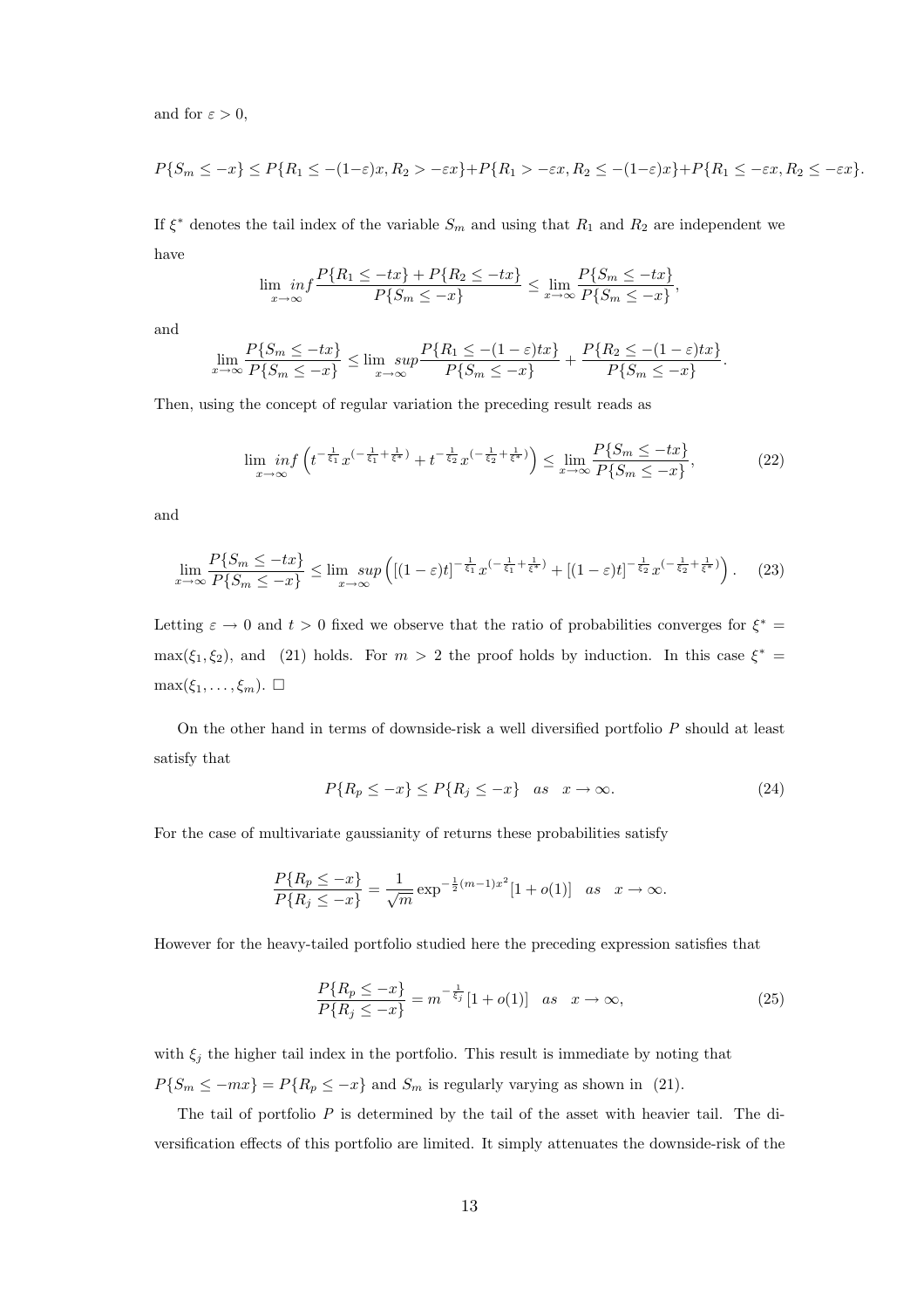and for $\varepsilon > 0$,

$$P\{S_m \leq -x\} \leq P\{R_1 \leq -(1-\varepsilon)x, R_2 > -\varepsilon x\} + P\{R_1 > -\varepsilon x, R_2 \leq -(1-\varepsilon)x\} + P\{R_1 \leq -\varepsilon x, R_2 \leq -\varepsilon x\}.$$

If $\xi^*$ denotes the tail index of the variable $S_m$ and using that $R_1$ and $R_2$ are independent we have

$$\lim_{x\to\infty} inf \frac{P\{R_1 \leq -tx\} + P\{R_2 \leq -tx\}}{P\{S_m \leq -x\}} \leq \lim_{x\to\infty} \frac{P\{S_m \leq -tx\}}{P\{S_m \leq -x\}},$$

and

$$\lim_{x\to\infty} \frac{P\{S_m \leq -tx\}}{P\{S_m \leq -x\}} \leq \lim_{x\to\infty} sup \frac{P\{R_1 \leq -(1-\varepsilon)tx\}}{P\{S_m \leq -x\}} + \frac{P\{R_2 \leq -(1-\varepsilon)tx\}}{P\{S_m \leq -x\}}.$$

Then, using the concept of regular variation the preceding result reads as

$$\lim_{x\to\infty} inf \left( t^{-\frac{1}{\xi_1}} x^{(-\frac{1}{\xi_1}+\frac{1}{\xi^*})} + t^{-\frac{1}{\xi_2}} x^{(-\frac{1}{\xi_2}+\frac{1}{\xi^*})} \right) \leq \lim_{x\to\infty} \frac{P\{S_m \leq -tx\}}{P\{S_m \leq -x\}}, \tag{22}$$

and

$$\lim_{x\to\infty} \frac{P\{S_m \leq -tx\}}{P\{S_m \leq -x\}} \leq \lim_{x\to\infty} sup \left( [(1-\varepsilon)t]^{-\frac{1}{\xi_1}} x^{(-\frac{1}{\xi_1}+\frac{1}{\xi^*})} + [(1-\varepsilon)t]^{-\frac{1}{\xi_2}} x^{(-\frac{1}{\xi_2}+\frac{1}{\xi^*})} \right). \tag{23}$$

Letting $\varepsilon \to 0$ and $t > 0$ fixed we observe that the ratio of probabilities converges for $\xi^* = \max(\xi_1, \xi_2)$, and (21) holds. For $m > 2$ the proof holds by induction. In this case $\xi^* = \max(\xi_1, \ldots, \xi_m)$. $\square$

On the other hand in terms of downside-risk a well diversified portfolio $P$ should at least satisfy that

$$P\{R_p \leq -x\} \leq P\{R_j \leq -x\} \quad as \quad x \to \infty. \tag{24}$$

For the case of multivariate gaussianity of returns these probabilities satisfy

$$\frac{P\{R_p \leq -x\}}{P\{R_j \leq -x\}} = \frac{1}{\sqrt{m}} \exp^{-\frac{1}{2}(m-1)x^2}[1 + o(1)] \quad as \quad x \to \infty.$$

However for the heavy-tailed portfolio studied here the preceding expression satisfies that

$$\frac{P\{R_p \leq -x\}}{P\{R_j \leq -x\}} = m^{-\frac{1}{\xi_j}}[1 + o(1)] \quad as \quad x \to \infty, \tag{25}$$

with $\xi_j$ the higher tail index in the portfolio. This result is immediate by noting that $P\{S_m \leq -mx\} = P\{R_p \leq -x\}$ and $S_m$ is regularly varying as shown in (21).

The tail of portfolio $P$ is determined by the tail of the asset with heavier tail. The diversification effects of this portfolio are limited. It simply attenuates the downside-risk of the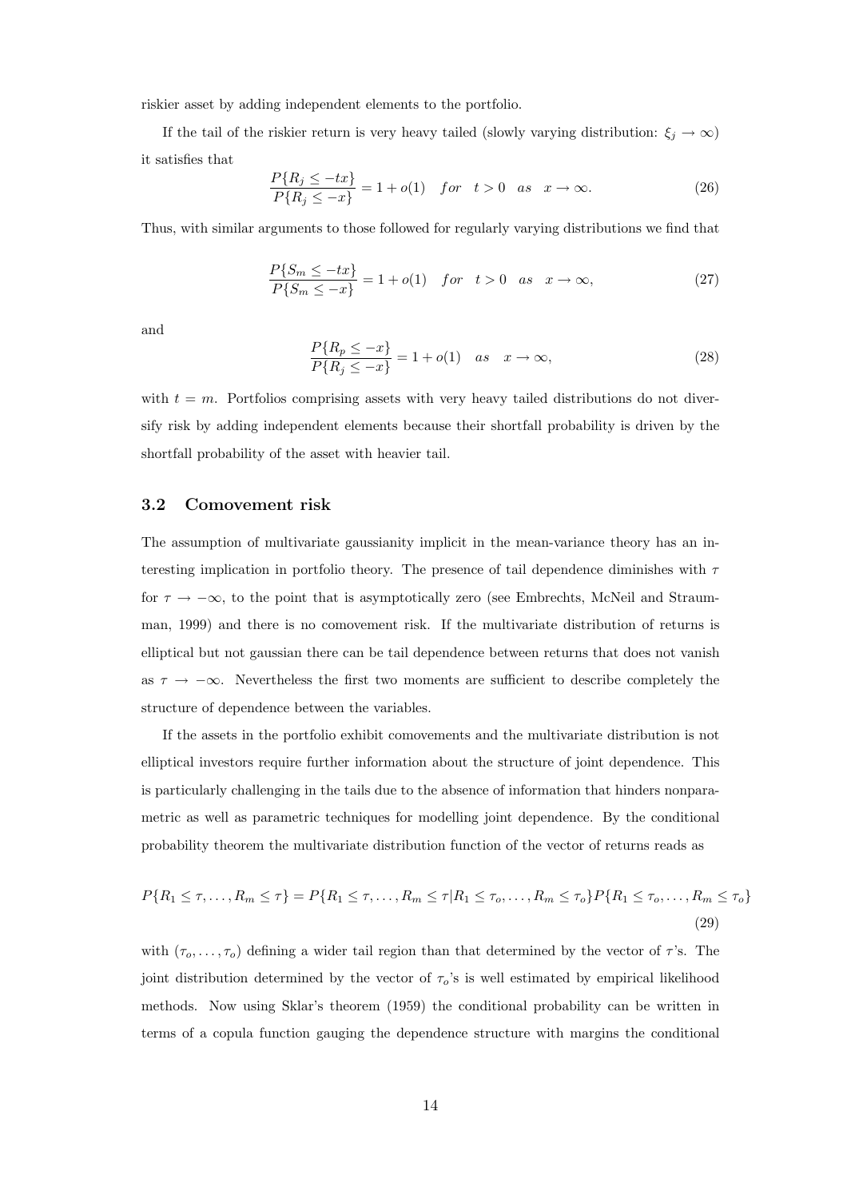riskier asset by adding independent elements to the portfolio.

If the tail of the riskier return is very heavy tailed (slowly varying distribution: $\xi_j \to \infty$) it satisfies that

$$\frac{P\{R_j \leq -tx\}}{P\{R_j \leq -x\}} = 1 + o(1) \quad for \quad t > 0 \quad as \quad x \to \infty. \tag{26}$$

Thus, with similar arguments to those followed for regularly varying distributions we find that

$$\frac{P\{S_m \leq -tx\}}{P\{S_m \leq -x\}} = 1 + o(1) \quad for \quad t > 0 \quad as \quad x \to \infty, \tag{27}$$

and

$$\frac{P\{R_p \leq -x\}}{P\{R_j \leq -x\}} = 1 + o(1) \quad as \quad x \to \infty, \tag{28}$$

with $t = m$. Portfolios comprising assets with very heavy tailed distributions do not diversify risk by adding independent elements because their shortfall probability is driven by the shortfall probability of the asset with heavier tail.

### 3.2 Comovement risk

The assumption of multivariate gaussianity implicit in the mean-variance theory has an interesting implication in portfolio theory. The presence of tail dependence diminishes with $\tau$ for $\tau \to -\infty$, to the point that is asymptotically zero (see Embrechts, McNeil and Straumman, 1999) and there is no comovement risk. If the multivariate distribution of returns is elliptical but not gaussian there can be tail dependence between returns that does not vanish as $\tau \to -\infty$. Nevertheless the first two moments are sufficient to describe completely the structure of dependence between the variables.

If the assets in the portfolio exhibit comovements and the multivariate distribution is not elliptical investors require further information about the structure of joint dependence. This is particularly challenging in the tails due to the absence of information that hinders nonparametric as well as parametric techniques for modelling joint dependence. By the conditional probability theorem the multivariate distribution function of the vector of returns reads as

$$P\{R_1 \leq \tau, \ldots, R_m \leq \tau\} = P\{R_1 \leq \tau, \ldots, R_m \leq \tau | R_1 \leq \tau_o, \ldots, R_m \leq \tau_o\} P\{R_1 \leq \tau_o, \ldots, R_m \leq \tau_o\} \tag{29}$$

with $(\tau_o, \ldots, \tau_o)$ defining a wider tail region than that determined by the vector of $\tau$'s. The joint distribution determined by the vector of $\tau_o$'s is well estimated by empirical likelihood methods. Now using Sklar's theorem (1959) the conditional probability can be written in terms of a copula function gauging the dependence structure with margins the conditional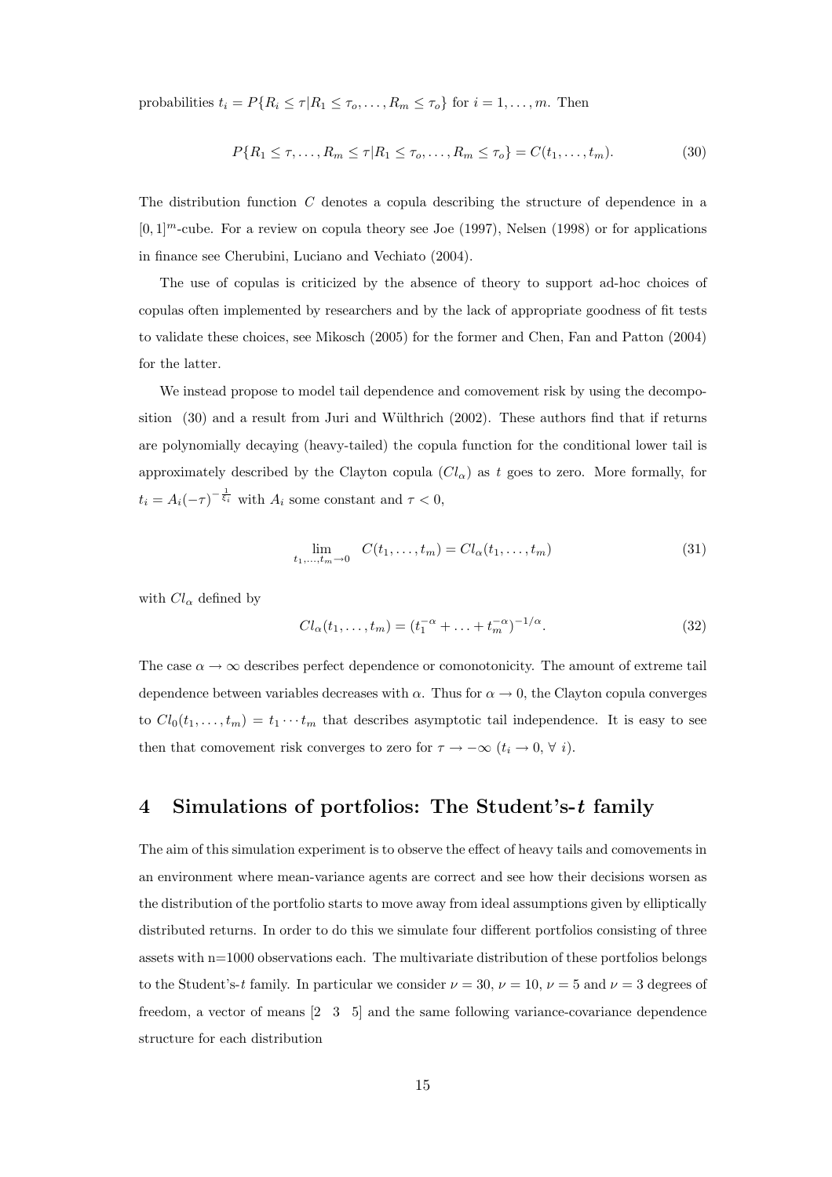probabilities $t_i = P\{R_i \leq \tau | R_1 \leq \tau_o, \ldots, R_m \leq \tau_o\}$ for $i = 1, \ldots, m$. Then

$$P\{R_1 \leq \tau, \ldots, R_m \leq \tau | R_1 \leq \tau_o, \ldots, R_m \leq \tau_o\} = C(t_1, \ldots, t_m). \tag{30}$$

The distribution function $C$ denotes a copula describing the structure of dependence in a $[0,1]^m$-cube. For a review on copula theory see Joe (1997), Nelsen (1998) or for applications in finance see Cherubini, Luciano and Vechiato (2004).

The use of copulas is criticized by the absence of theory to support ad-hoc choices of copulas often implemented by researchers and by the lack of appropriate goodness of fit tests to validate these choices, see Mikosch (2005) for the former and Chen, Fan and Patton (2004) for the latter.

We instead propose to model tail dependence and comovement risk by using the decomposition (30) and a result from Juri and Wüthrich (2002). These authors find that if returns are polynomially decaying (heavy-tailed) the copula function for the conditional lower tail is approximately described by the Clayton copula ($Cl_\alpha$) as $t$ goes to zero. More formally, for $t_i = A_i(-\tau)^{-\frac{1}{\xi_i}}$ with $A_i$ some constant and $\tau < 0$,

$$\lim_{t_1,\ldots,t_m \to 0} \quad C(t_1, \ldots, t_m) = Cl_\alpha(t_1, \ldots, t_m) \tag{31}$$

with $Cl_\alpha$ defined by

$$Cl_\alpha(t_1, \ldots, t_m) = (t_1^{-\alpha} + \ldots + t_m^{-\alpha})^{-1/\alpha}. \tag{32}$$

The case $\alpha \to \infty$ describes perfect dependence or comonotonicity. The amount of extreme tail dependence between variables decreases with $\alpha$. Thus for $\alpha \to 0$, the Clayton copula converges to $Cl_0(t_1, \ldots, t_m) = t_1 \cdots t_m$ that describes asymptotic tail independence. It is easy to see then that comovement risk converges to zero for $\tau \to -\infty$ ($t_i \to 0$, $\forall\ i$).

# 4 Simulations of portfolios: The Student's-$t$ family

The aim of this simulation experiment is to observe the effect of heavy tails and comovements in an environment where mean-variance agents are correct and see how their decisions worsen as the distribution of the portfolio starts to move away from ideal assumptions given by elliptically distributed returns. In order to do this we simulate four different portfolios consisting of three assets with n=1000 observations each. The multivariate distribution of these portfolios belongs to the Student's-$t$ family. In particular we consider $\nu = 30$, $\nu = 10$, $\nu = 5$ and $\nu = 3$ degrees of freedom, a vector of means $[2 \quad 3 \quad 5]$ and the same following variance-covariance dependence structure for each distribution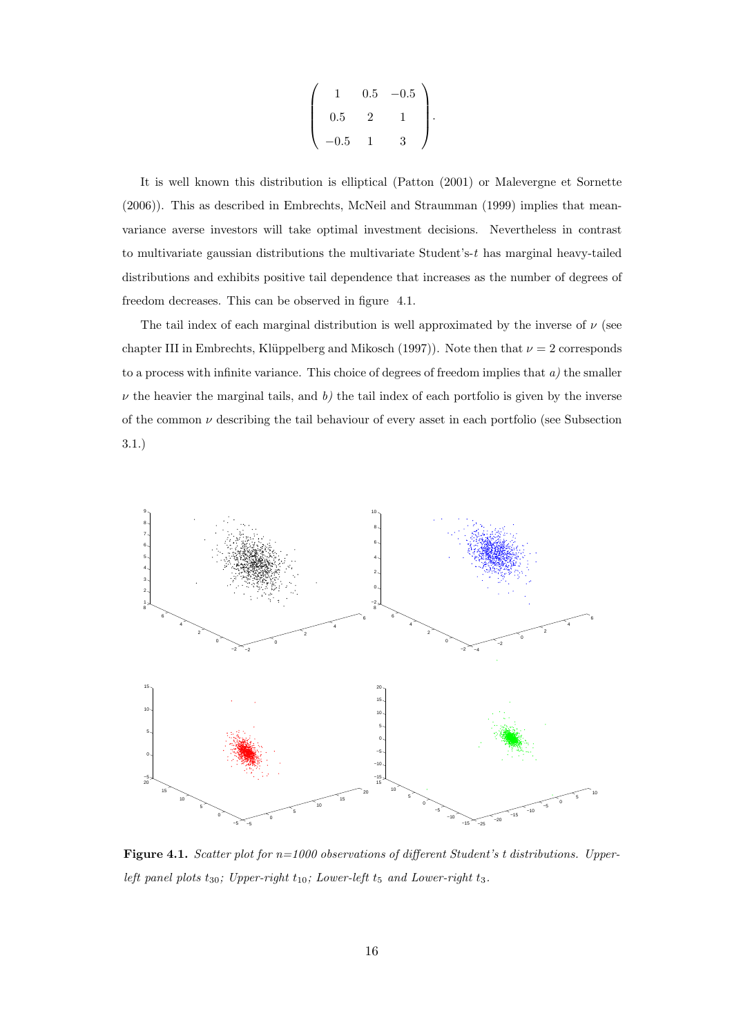$$
\begin{pmatrix} 1 & 0.5 & -0.5 \\ 0.5 & 2 & 1 \\ -0.5 & 1 & 3 \end{pmatrix}.
$$

It is well known this distribution is elliptical (Patton (2001) or Malevergne et Sornette (2006)). This as described in Embrechts, McNeil and Straumman (1999) implies that mean-variance averse investors will take optimal investment decisions. Nevertheless in contrast to multivariate gaussian distributions the multivariate Student's-$t$ has marginal heavy-tailed distributions and exhibits positive tail dependence that increases as the number of degrees of freedom decreases. This can be observed in figure 4.1.

The tail index of each marginal distribution is well approximated by the inverse of $\nu$ (see chapter III in Embrechts, Klüppelberg and Mikosch (1997)). Note then that $\nu = 2$ corresponds to a process with infinite variance. This choice of degrees of freedom implies that *a)* the smaller $\nu$ the heavier the marginal tails, and *b)* the tail index of each portfolio is given by the inverse of the common $\nu$ describing the tail behaviour of every asset in each portfolio (see Subsection 3.1.)

**Figure 4.1.** *Scatter plot for n=1000 observations of different Student's t distributions. Upper-left panel plots $t_{30}$; Upper-right $t_{10}$; Lower-left $t_5$ and Lower-right $t_3$.*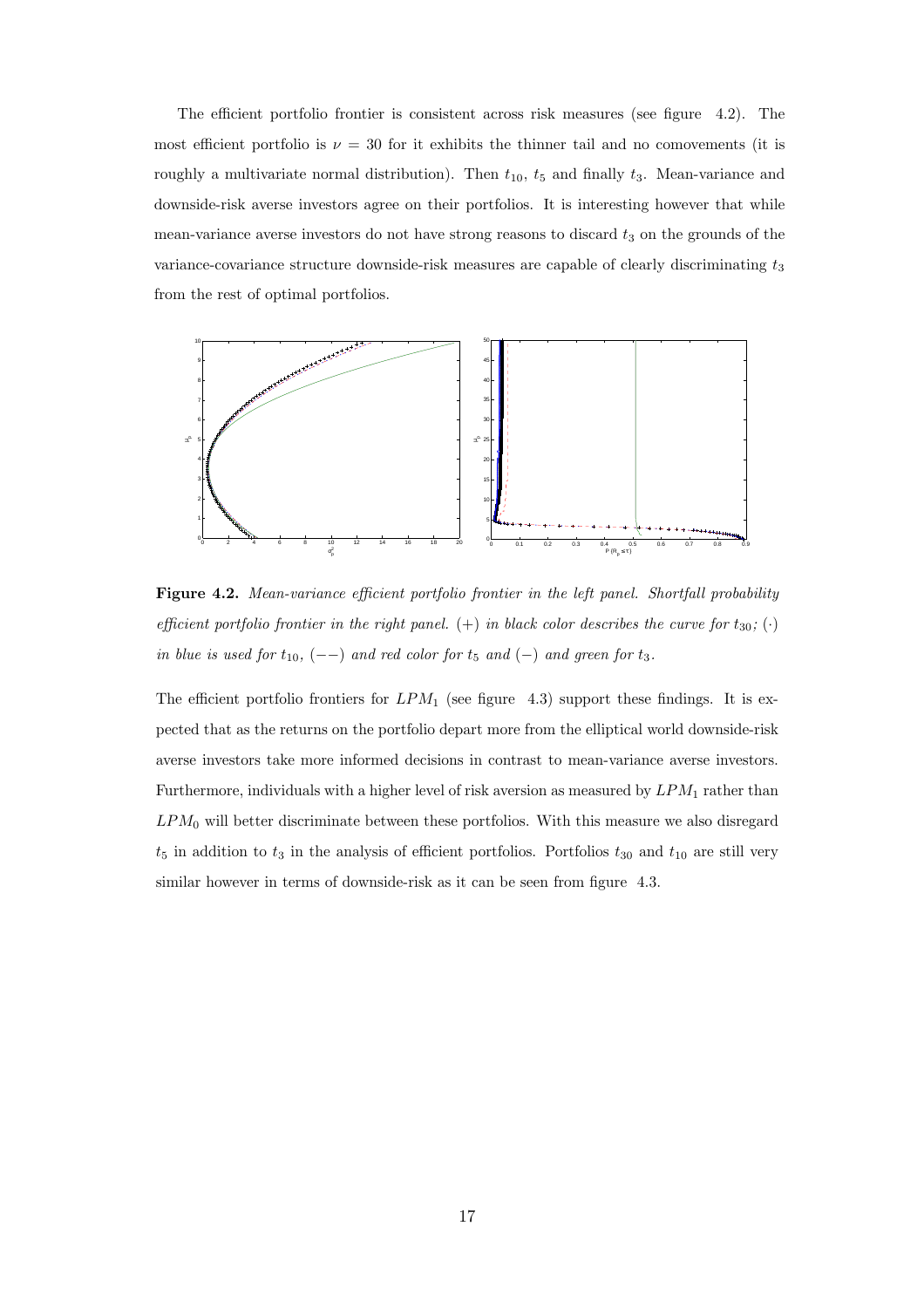The efficient portfolio frontier is consistent across risk measures (see figure 4.2). The most efficient portfolio is $\nu = 30$ for it exhibits the thinner tail and no comovements (it is roughly a multivariate normal distribution). Then $t_{10}$, $t_5$ and finally $t_3$. Mean-variance and downside-risk averse investors agree on their portfolios. It is interesting however that while mean-variance averse investors do not have strong reasons to discard $t_3$ on the grounds of the variance-covariance structure downside-risk measures are capable of clearly discriminating $t_3$ from the rest of optimal portfolios.

**Figure 4.2.** *Mean-variance efficient portfolio frontier in the left panel. Shortfall probability efficient portfolio frontier in the right panel.* $(+)$ *in black color describes the curve for* $t_{30}$*;* $(\cdot)$ *in blue is used for* $t_{10}$*,* $(--)$ *and red color for* $t_5$ *and* $(-)$ *and green for* $t_3$*.*

The efficient portfolio frontiers for $LPM_1$ (see figure 4.3) support these findings. It is expected that as the returns on the portfolio depart more from the elliptical world downside-risk averse investors take more informed decisions in contrast to mean-variance averse investors. Furthermore, individuals with a higher level of risk aversion as measured by $LPM_1$ rather than $LPM_0$ will better discriminate between these portfolios. With this measure we also disregard $t_5$ in addition to $t_3$ in the analysis of efficient portfolios. Portfolios $t_{30}$ and $t_{10}$ are still very similar however in terms of downside-risk as it can be seen from figure 4.3.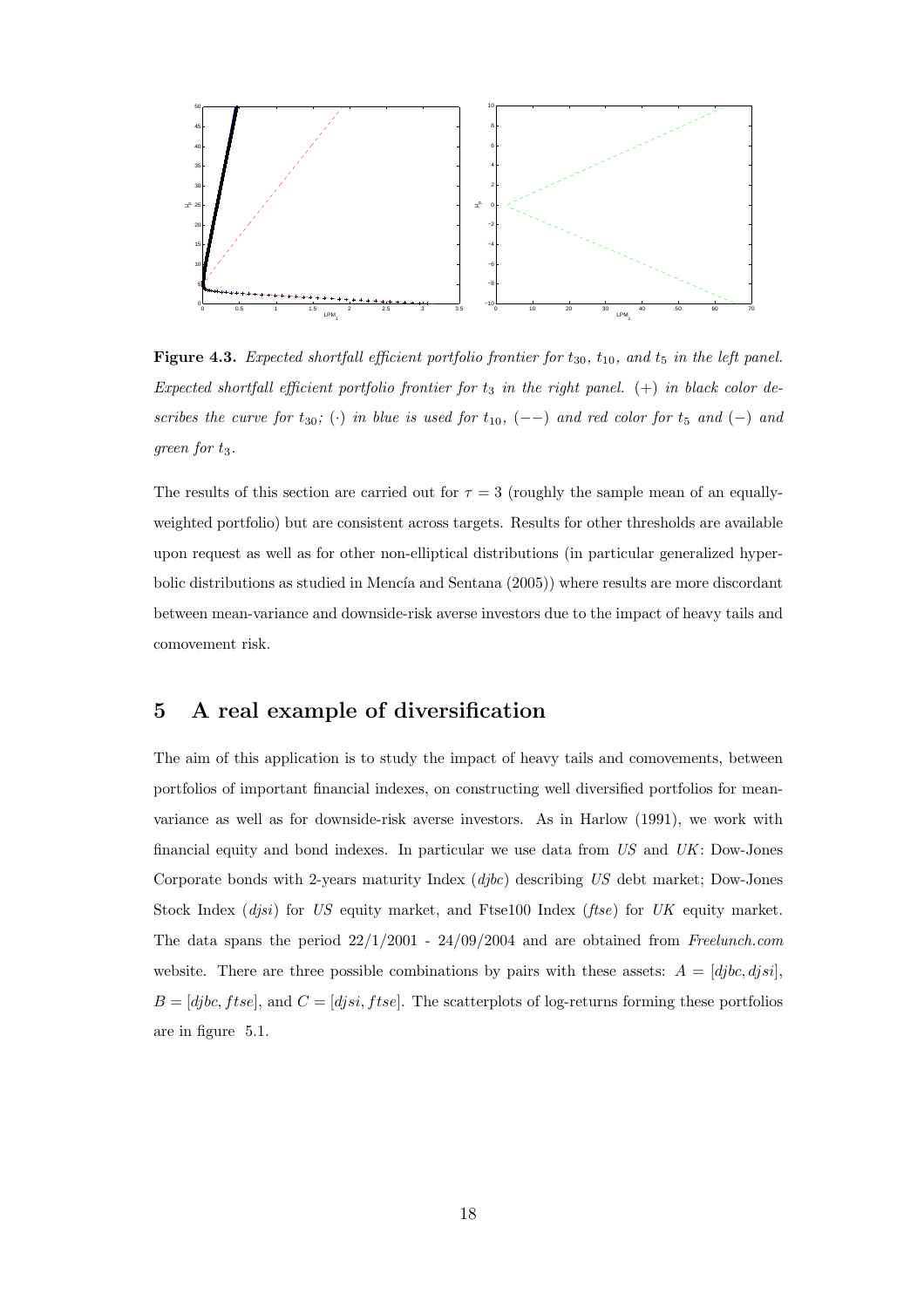**Figure 4.3.** *Expected shortfall efficient portfolio frontier for $t_{30}$, $t_{10}$, and $t_5$ in the left panel. Expected shortfall efficient portfolio frontier for $t_3$ in the right panel. $(+)$ in black color describes the curve for $t_{30}$; $(\cdot)$ in blue is used for $t_{10}$, $(--)$ and red color for $t_5$ and $(-)$ and green for $t_3$.*

The results of this section are carried out for $\tau = 3$ (roughly the sample mean of an equally-weighted portfolio) but are consistent across targets. Results for other thresholds are available upon request as well as for other non-elliptical distributions (in particular generalized hyperbolic distributions as studied in Mencía and Sentana (2005)) where results are more discordant between mean-variance and downside-risk averse investors due to the impact of heavy tails and comovement risk.

## 5 A real example of diversification

The aim of this application is to study the impact of heavy tails and comovements, between portfolios of important financial indexes, on constructing well diversified portfolios for mean-variance as well as for downside-risk averse investors. As in Harlow (1991), we work with financial equity and bond indexes. In particular we use data from *US* and *UK*: Dow-Jones Corporate bonds with 2-years maturity Index (*djbc*) describing *US* debt market; Dow-Jones Stock Index (*djsi*) for *US* equity market, and Ftse100 Index (*ftse*) for *UK* equity market. The data spans the period 22/1/2001 - 24/09/2004 and are obtained from *Freelunch.com* website. There are three possible combinations by pairs with these assets: $A = [djbc, djsi]$, $B = [djbc, ftse]$, and $C = [djsi, ftse]$. The scatterplots of log-returns forming these portfolios are in figure 5.1.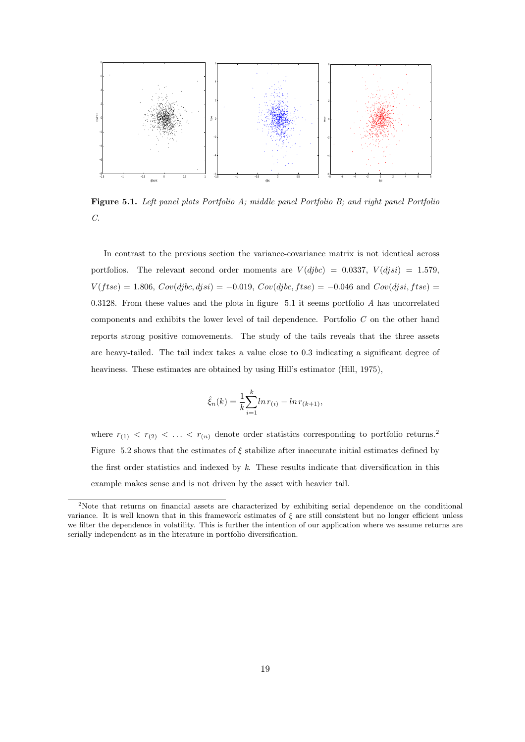**Figure 5.1.** *Left panel plots Portfolio A; middle panel Portfolio B; and right panel Portfolio C.*

In contrast to the previous section the variance-covariance matrix is not identical across portfolios. The relevant second order moments are $V(djbc) = 0.0337$, $V(djsi) = 1.579$, $V(ftse) = 1.806$, $Cov(djbc, djsi) = -0.019$, $Cov(djbc, ftse) = -0.046$ and $Cov(djsi, ftse) = 0.3128$. From these values and the plots in figure 5.1 it seems portfolio $A$ has uncorrelated components and exhibits the lower level of tail dependence. Portfolio $C$ on the other hand reports strong positive comovements. The study of the tails reveals that the three assets are heavy-tailed. The tail index takes a value close to 0.3 indicating a significant degree of heaviness. These estimates are obtained by using Hill's estimator (Hill, 1975),

$$\hat{\xi}_n(k) = \frac{1}{k}\sum_{i=1}^{k} ln\, r_{(i)} - ln\, r_{(k+1)},$$

where $r_{(1)} < r_{(2)} < \ldots < r_{(n)}$ denote order statistics corresponding to portfolio returns.[2] Figure 5.2 shows that the estimates of $\xi$ stabilize after inaccurate initial estimates defined by the first order statistics and indexed by $k$. These results indicate that diversification in this example makes sense and is not driven by the asset with heavier tail.

[2] Note that returns on financial assets are characterized by exhibiting serial dependence on the conditional variance. It is well known that in this framework estimates of $\xi$ are still consistent but no longer efficient unless we filter the dependence in volatility. This is further the intention of our application where we assume returns are serially independent as in the literature in portfolio diversification.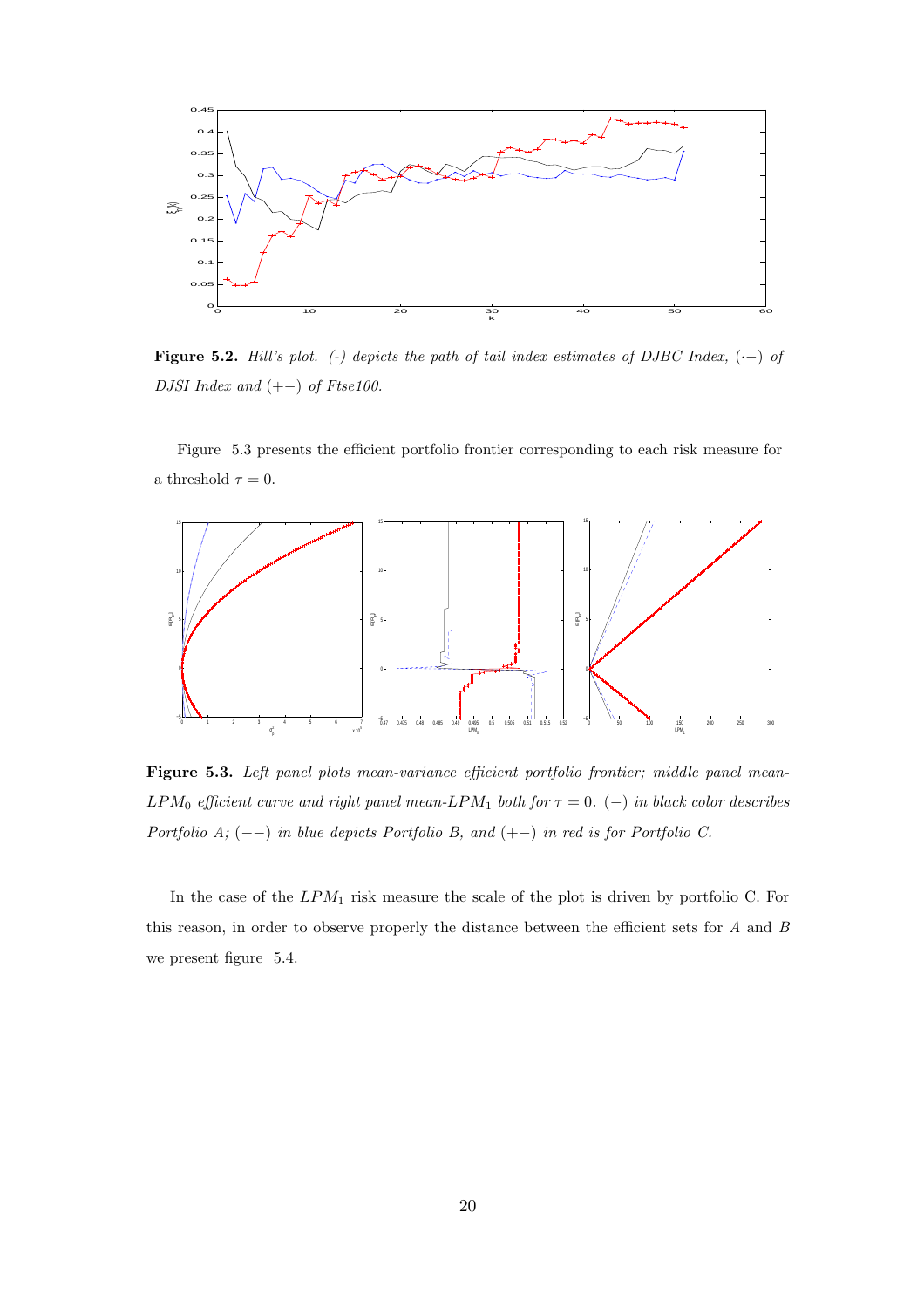**Figure 5.2.** *Hill's plot. (-) depicts the path of tail index estimates of DJBC Index, (·−) of DJSI Index and (+−) of Ftse100.*

Figure 5.3 presents the efficient portfolio frontier corresponding to each risk measure for a threshold $\tau = 0$.

**Figure 5.3.** *Left panel plots mean-variance efficient portfolio frontier; middle panel mean-$LPM_0$ efficient curve and right panel mean-$LPM_1$ both for $\tau = 0$. (−) in black color describes Portfolio A; (−−) in blue depicts Portfolio B, and (+−) in red is for Portfolio C.*

In the case of the $LPM_1$ risk measure the scale of the plot is driven by portfolio C. For this reason, in order to observe properly the distance between the efficient sets for $A$ and $B$ we present figure 5.4.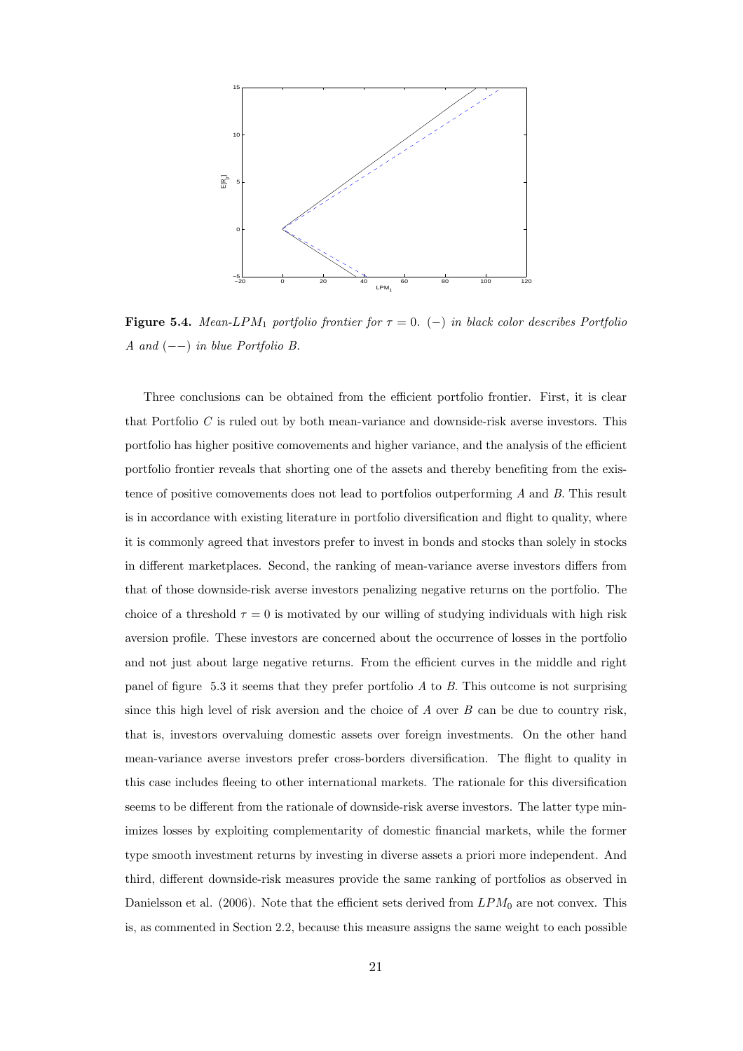**Figure 5.4.** *Mean-$LPM_1$ portfolio frontier for $\tau = 0$. $(-)$ in black color describes Portfolio A and $(--)$ in blue Portfolio B.*

Three conclusions can be obtained from the efficient portfolio frontier. First, it is clear that Portfolio $C$ is ruled out by both mean-variance and downside-risk averse investors. This portfolio has higher positive comovements and higher variance, and the analysis of the efficient portfolio frontier reveals that shorting one of the assets and thereby benefiting from the existence of positive comovements does not lead to portfolios outperforming $A$ and $B$. This result is in accordance with existing literature in portfolio diversification and flight to quality, where it is commonly agreed that investors prefer to invest in bonds and stocks than solely in stocks in different marketplaces. Second, the ranking of mean-variance averse investors differs from that of those downside-risk averse investors penalizing negative returns on the portfolio. The choice of a threshold $\tau = 0$ is motivated by our willing of studying individuals with high risk aversion profile. These investors are concerned about the occurrence of losses in the portfolio and not just about large negative returns. From the efficient curves in the middle and right panel of figure 5.3 it seems that they prefer portfolio $A$ to $B$. This outcome is not surprising since this high level of risk aversion and the choice of $A$ over $B$ can be due to country risk, that is, investors overvaluing domestic assets over foreign investments. On the other hand mean-variance averse investors prefer cross-borders diversification. The flight to quality in this case includes fleeing to other international markets. The rationale for this diversification seems to be different from the rationale of downside-risk averse investors. The latter type minimizes losses by exploiting complementarity of domestic financial markets, while the former type smooth investment returns by investing in diverse assets a priori more independent. And third, different downside-risk measures provide the same ranking of portfolios as observed in Danielsson et al. (2006). Note that the efficient sets derived from $LPM_0$ are not convex. This is, as commented in Section 2.2, because this measure assigns the same weight to each possible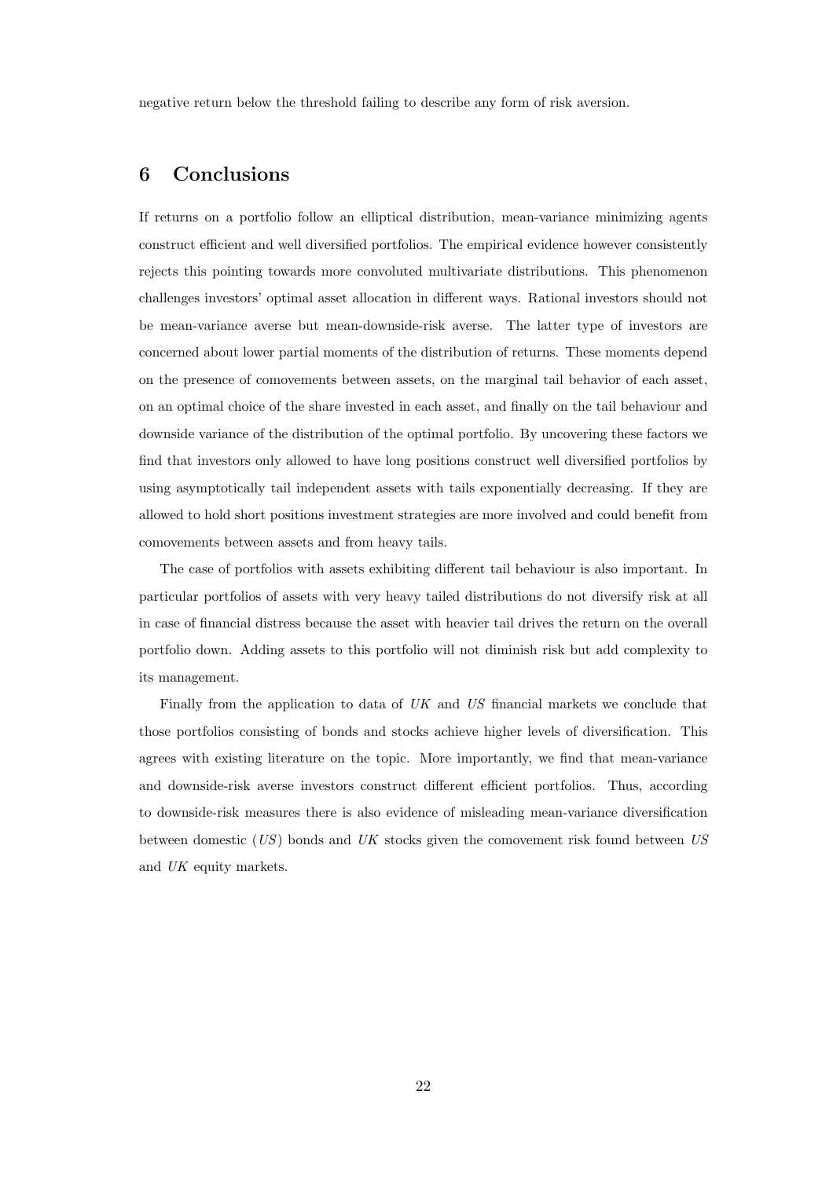negative return below the threshold failing to describe any form of risk aversion.

## 6 Conclusions

If returns on a portfolio follow an elliptical distribution, mean-variance minimizing agents construct efficient and well diversified portfolios. The empirical evidence however consistently rejects this pointing towards more convoluted multivariate distributions. This phenomenon challenges investors' optimal asset allocation in different ways. Rational investors should not be mean-variance averse but mean-downside-risk averse. The latter type of investors are concerned about lower partial moments of the distribution of returns. These moments depend on the presence of comovements between assets, on the marginal tail behavior of each asset, on an optimal choice of the share invested in each asset, and finally on the tail behaviour and downside variance of the distribution of the optimal portfolio. By uncovering these factors we find that investors only allowed to have long positions construct well diversified portfolios by using asymptotically tail independent assets with tails exponentially decreasing. If they are allowed to hold short positions investment strategies are more involved and could benefit from comovements between assets and from heavy tails.

The case of portfolios with assets exhibiting different tail behaviour is also important. In particular portfolios of assets with very heavy tailed distributions do not diversify risk at all in case of financial distress because the asset with heavier tail drives the return on the overall portfolio down. Adding assets to this portfolio will not diminish risk but add complexity to its management.

Finally from the application to data of *UK* and *US* financial markets we conclude that those portfolios consisting of bonds and stocks achieve higher levels of diversification. This agrees with existing literature on the topic. More importantly, we find that mean-variance and downside-risk averse investors construct different efficient portfolios. Thus, according to downside-risk measures there is also evidence of misleading mean-variance diversification between domestic (*US*) bonds and *UK* stocks given the comovement risk found between *US* and *UK* equity markets.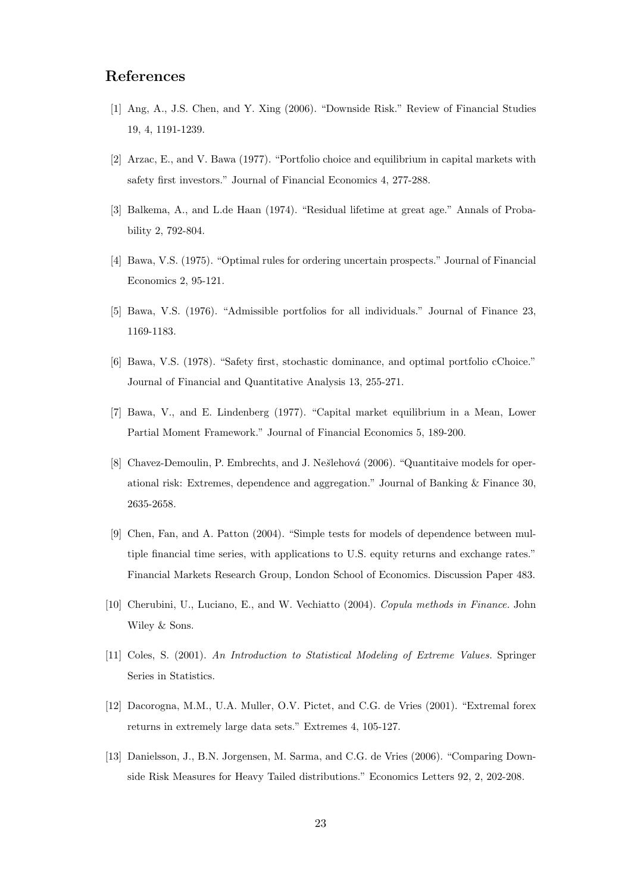## References

[1] Ang, A., J.S. Chen, and Y. Xing (2006). "Downside Risk." Review of Financial Studies 19, 4, 1191-1239.

[2] Arzac, E., and V. Bawa (1977). "Portfolio choice and equilibrium in capital markets with safety first investors." Journal of Financial Economics 4, 277-288.

[3] Balkema, A., and L.de Haan (1974). "Residual lifetime at great age." Annals of Probability 2, 792-804.

[4] Bawa, V.S. (1975). "Optimal rules for ordering uncertain prospects." Journal of Financial Economics 2, 95-121.

[5] Bawa, V.S. (1976). "Admissible portfolios for all individuals." Journal of Finance 23, 1169-1183.

[6] Bawa, V.S. (1978). "Safety first, stochastic dominance, and optimal portfolio cChoice." Journal of Financial and Quantitative Analysis 13, 255-271.

[7] Bawa, V., and E. Lindenberg (1977). "Capital market equilibrium in a Mean, Lower Partial Moment Framework." Journal of Financial Economics 5, 189-200.

[8] Chavez-Demoulin, P. Embrechts, and J. Nešlehová (2006). "Quantitaive models for operational risk: Extremes, dependence and aggregation." Journal of Banking & Finance 30, 2635-2658.

[9] Chen, Fan, and A. Patton (2004). "Simple tests for models of dependence between multiple financial time series, with applications to U.S. equity returns and exchange rates." Financial Markets Research Group, London School of Economics. Discussion Paper 483.

[10] Cherubini, U., Luciano, E., and W. Vechiatto (2004). *Copula methods in Finance*. John Wiley & Sons.

[11] Coles, S. (2001). *An Introduction to Statistical Modeling of Extreme Values.* Springer Series in Statistics.

[12] Dacorogna, M.M., U.A. Muller, O.V. Pictet, and C.G. de Vries (2001). "Extremal forex returns in extremely large data sets." Extremes 4, 105-127.

[13] Danielsson, J., B.N. Jorgensen, M. Sarma, and C.G. de Vries (2006). "Comparing Downside Risk Measures for Heavy Tailed distributions." Economics Letters 92, 2, 202-208.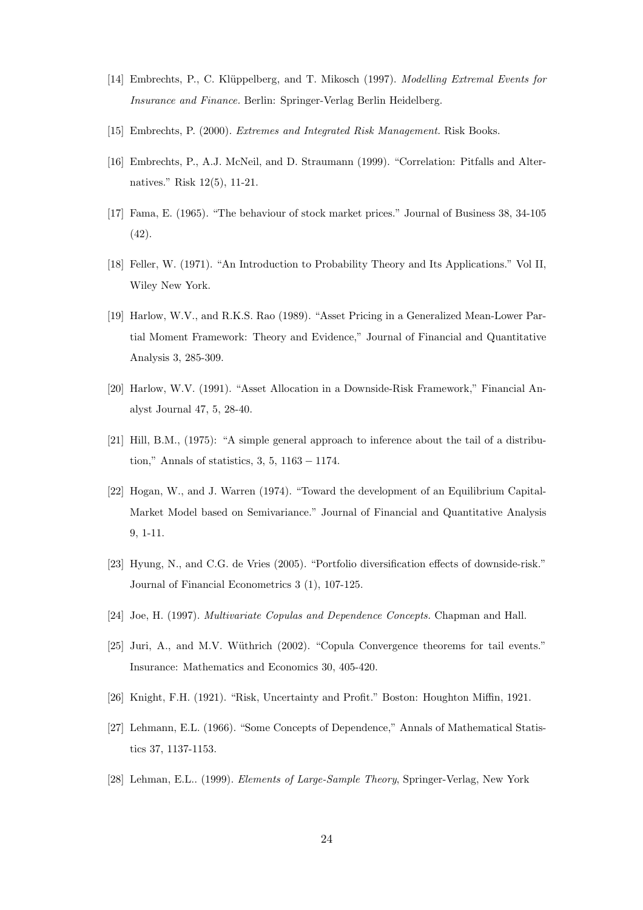[14] Embrechts, P., C. Klüppelberg, and T. Mikosch (1997). *Modelling Extremal Events for Insurance and Finance*. Berlin: Springer-Verlag Berlin Heidelberg.

[15] Embrechts, P. (2000). *Extremes and Integrated Risk Management.* Risk Books.

[16] Embrechts, P., A.J. McNeil, and D. Straumann (1999). "Correlation: Pitfalls and Alternatives." Risk 12(5), 11-21.

[17] Fama, E. (1965). "The behaviour of stock market prices." Journal of Business 38, 34-105 (42).

[18] Feller, W. (1971). "An Introduction to Probability Theory and Its Applications." Vol II, Wiley New York.

[19] Harlow, W.V., and R.K.S. Rao (1989). "Asset Pricing in a Generalized Mean-Lower Partial Moment Framework: Theory and Evidence," Journal of Financial and Quantitative Analysis 3, 285-309.

[20] Harlow, W.V. (1991). "Asset Allocation in a Downside-Risk Framework," Financial Analyst Journal 47, 5, 28-40.

[21] Hill, B.M., (1975): "A simple general approach to inference about the tail of a distribution," Annals of statistics, 3, 5, $1163 - 1174$.

[22] Hogan, W., and J. Warren (1974). "Toward the development of an Equilibrium Capital-Market Model based on Semivariance." Journal of Financial and Quantitative Analysis 9, 1-11.

[23] Hyung, N., and C.G. de Vries (2005). "Portfolio diversification effects of downside-risk." Journal of Financial Econometrics 3 (1), 107-125.

[24] Joe, H. (1997). *Multivariate Copulas and Dependence Concepts.* Chapman and Hall.

[25] Juri, A., and M.V. Wüthrich (2002). "Copula Convergence theorems for tail events." Insurance: Mathematics and Economics 30, 405-420.

[26] Knight, F.H. (1921). "Risk, Uncertainty and Profit." Boston: Houghton Miffin, 1921.

[27] Lehmann, E.L. (1966). "Some Concepts of Dependence," Annals of Mathematical Statistics 37, 1137-1153.

[28] Lehman, E.L.. (1999). *Elements of Large-Sample Theory*, Springer-Verlag, New York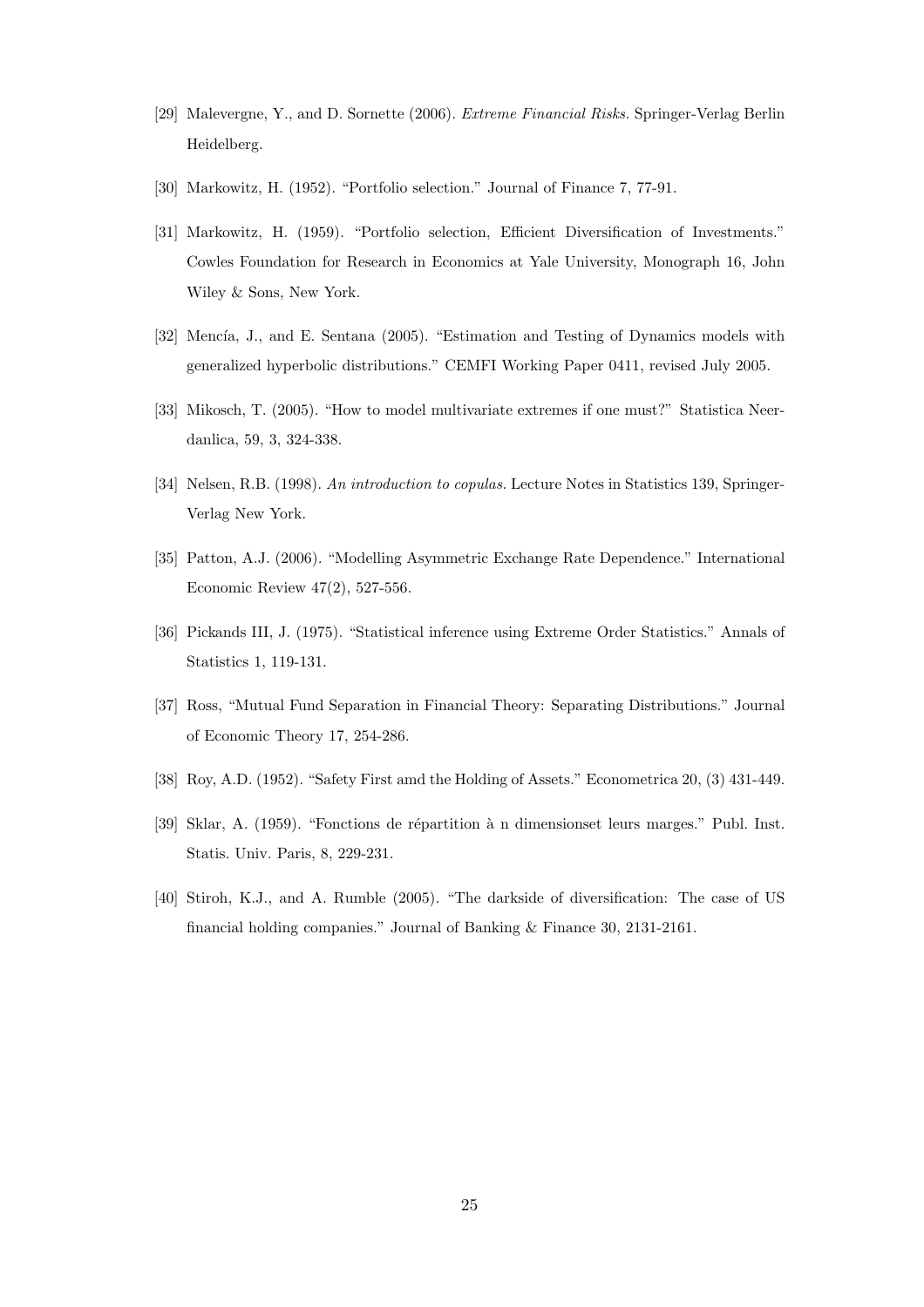[29] Malevergne, Y., and D. Sornette (2006). *Extreme Financial Risks.* Springer-Verlag Berlin Heidelberg.

[30] Markowitz, H. (1952). "Portfolio selection." Journal of Finance 7, 77-91.

[31] Markowitz, H. (1959). "Portfolio selection, Efficient Diversification of Investments." Cowles Foundation for Research in Economics at Yale University, Monograph 16, John Wiley & Sons, New York.

[32] Mencía, J., and E. Sentana (2005). "Estimation and Testing of Dynamics models with generalized hyperbolic distributions." CEMFI Working Paper 0411, revised July 2005.

[33] Mikosch, T. (2005). "How to model multivariate extremes if one must?" Statistica Neerdanlica, 59, 3, 324-338.

[34] Nelsen, R.B. (1998). *An introduction to copulas.* Lecture Notes in Statistics 139, Springer-Verlag New York.

[35] Patton, A.J. (2006). "Modelling Asymmetric Exchange Rate Dependence." International Economic Review 47(2), 527-556.

[36] Pickands III, J. (1975). "Statistical inference using Extreme Order Statistics." Annals of Statistics 1, 119-131.

[37] Ross, "Mutual Fund Separation in Financial Theory: Separating Distributions." Journal of Economic Theory 17, 254-286.

[38] Roy, A.D. (1952). "Safety First amd the Holding of Assets." Econometrica 20, (3) 431-449.

[39] Sklar, A. (1959). "Fonctions de répartition à n dimensionset leurs marges." Publ. Inst. Statis. Univ. Paris, 8, 229-231.

[40] Stiroh, K.J., and A. Rumble (2005). "The darkside of diversification: The case of US financial holding companies." Journal of Banking & Finance 30, 2131-2161.